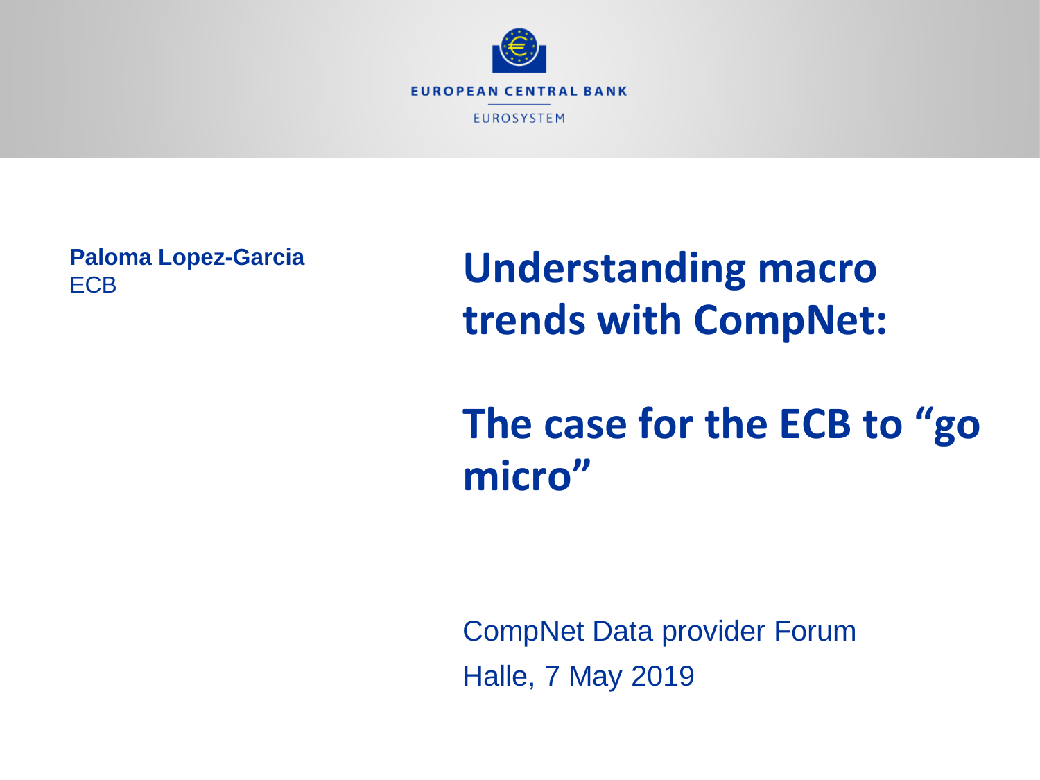EUROPEAN CENTRAL BANK

EUROSYSTEM

**Paloma Lopez-Garcia**
ECB

# Understanding macro trends with CompNet:

# The case for the ECB to “go micro”

CompNet Data provider Forum

Halle, 7 May 2019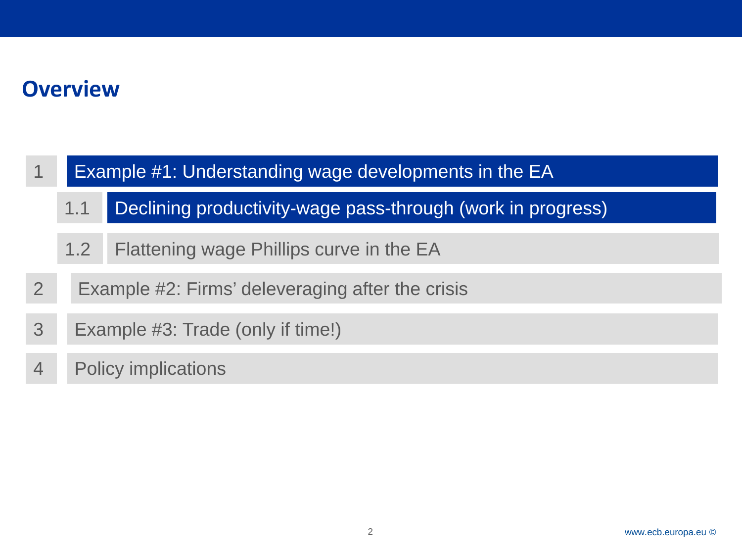# Overview

1. Example #1: Understanding wage developments in the EA
   - 1.1 Declining productivity-wage pass-through (work in progress)
   - 1.2 Flattening wage Phillips curve in the EA
2. Example #2: Firms' deleveraging after the crisis
3. Example #3: Trade (only if time!)
4. Policy implications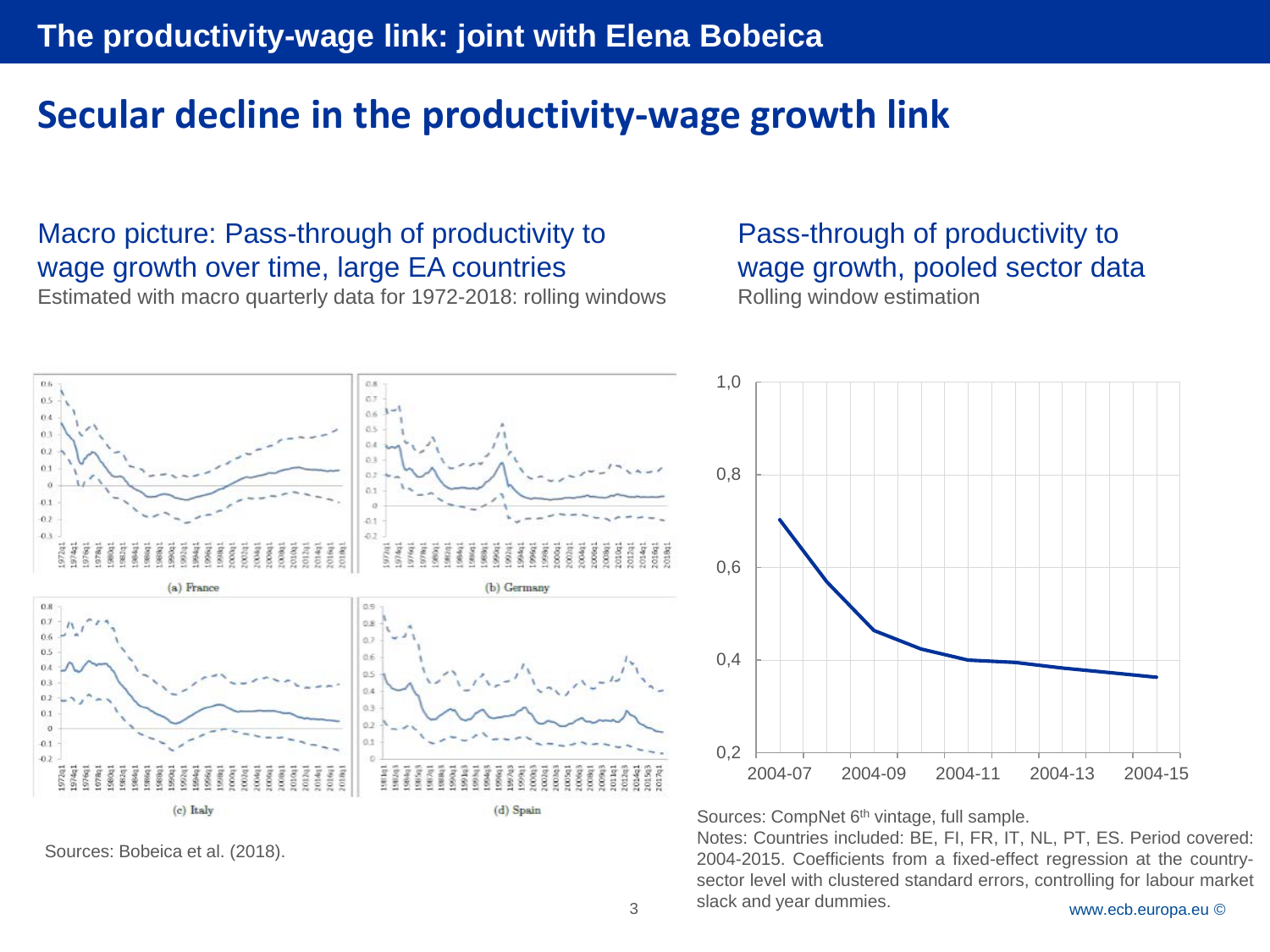# The productivity-wage link: joint with Elena Bobeica

## Secular decline in the productivity-wage growth link

### Macro picture: Pass-through of productivity to wage growth over time, large EA countries

Estimated with macro quarterly data for 1972-2018: rolling windows

(a) France

(b) Germany

(c) Italy

(d) Spain

Sources: Bobeica et al. (2018).

### Pass-through of productivity to wage growth, pooled sector data

Rolling window estimation

1,0
0,8
0,6
0,4
0,2

2004-07
2004-09
2004-11
2004-13
2004-15

Sources: CompNet 6th vintage, full sample.

Notes: Countries included: BE, FI, FR, IT, NL, PT, ES. Period covered: 2004-2015. Coefficients from a fixed-effect regression at the country-sector level with clustered standard errors, controlling for labour market slack and year dummies.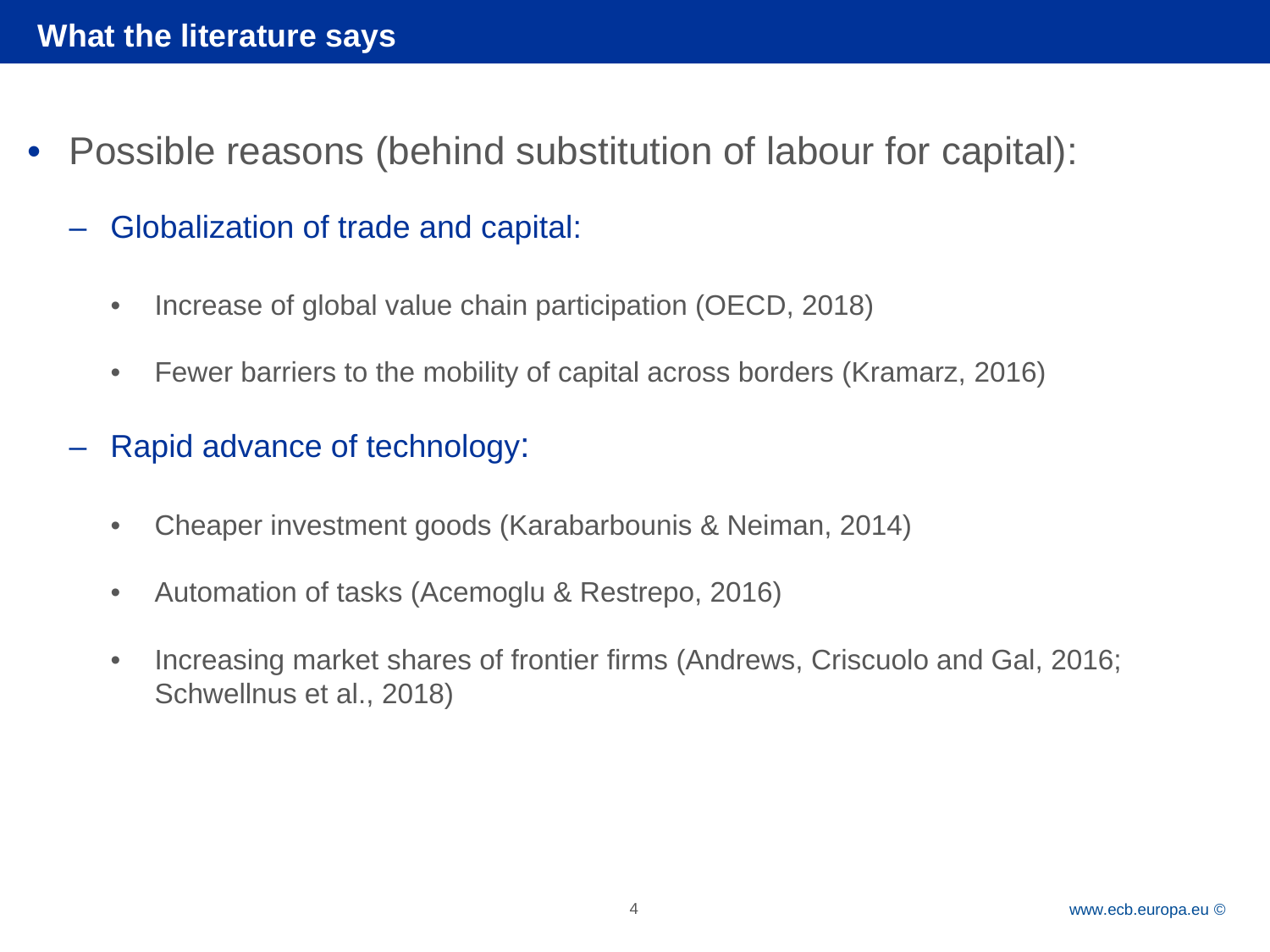# What the literature says

- Possible reasons (behind substitution of labour for capital):
  - Globalization of trade and capital:
    - Increase of global value chain participation (OECD, 2018)
    - Fewer barriers to the mobility of capital across borders (Kramarz, 2016)
  - Rapid advance of technology:
    - Cheaper investment goods (Karabarbounis & Neiman, 2014)
    - Automation of tasks (Acemoglu & Restrepo, 2016)
    - Increasing market shares of frontier firms (Andrews, Criscuolo and Gal, 2016; Schwellnus et al., 2018)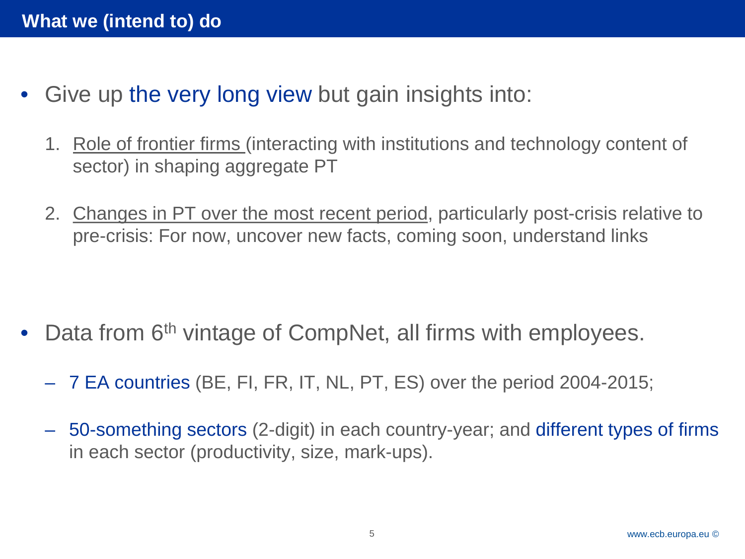# What we (intend to) do

- Give up the very long view but gain insights into:

  1. Role of frontier firms (interacting with institutions and technology content of sector) in shaping aggregate PT

  2. Changes in PT over the most recent period, particularly post-crisis relative to pre-crisis: For now, uncover new facts, coming soon, understand links

- Data from 6th vintage of CompNet, all firms with employees.

  – 7 EA countries (BE, FI, FR, IT, NL, PT, ES) over the period 2004-2015;

  – 50-something sectors (2-digit) in each country-year; and different types of firms in each sector (productivity, size, mark-ups).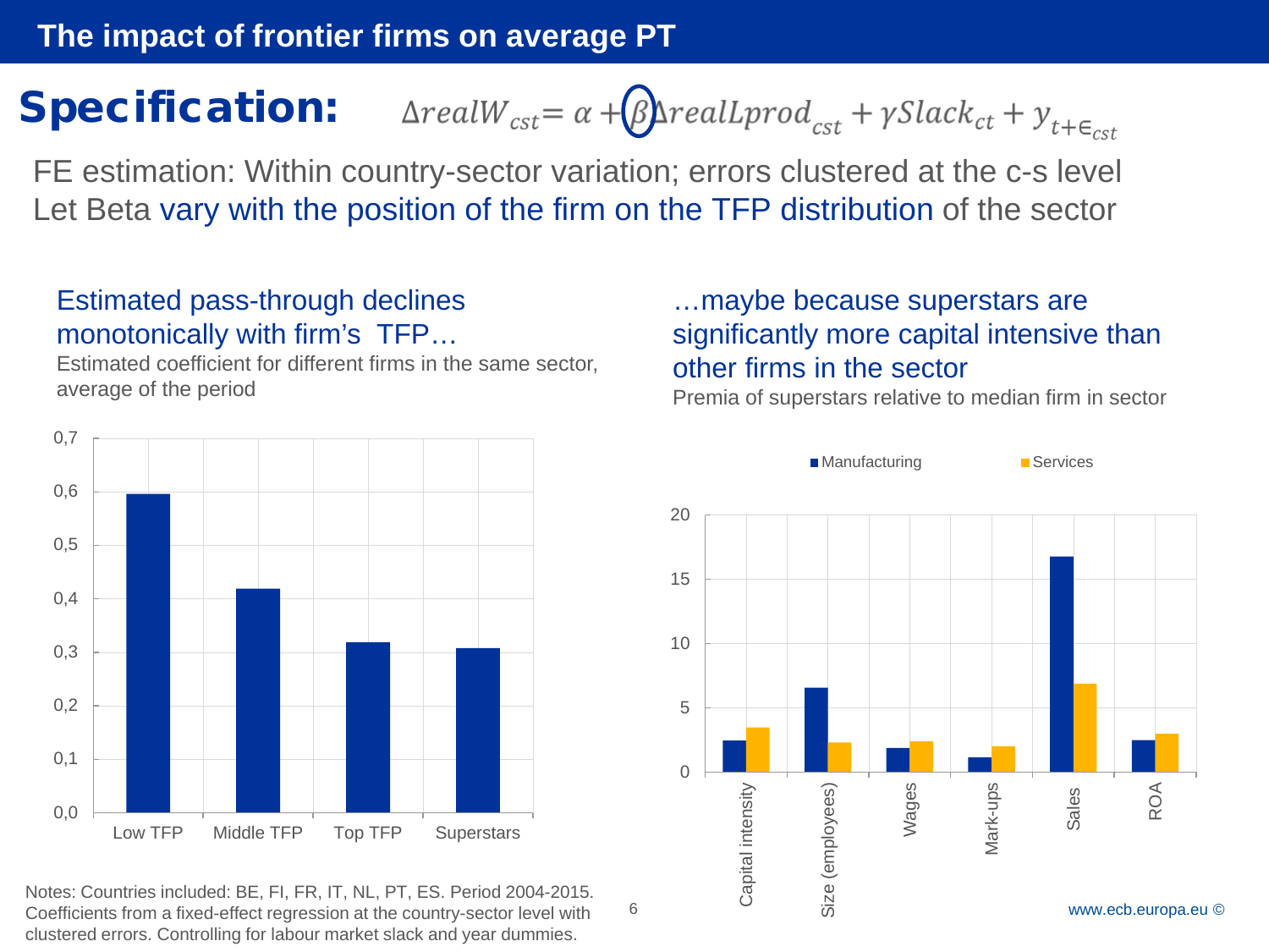# The impact of frontier firms on average PT

**Specification:** $\Delta realW_{cst} = \alpha + \beta \Delta realLprod_{cst} + \gamma Slack_{ct} + y_{t+\epsilon_{cst}}$

FE estimation: Within country-sector variation; errors clustered at the c-s level

Let Beta vary with the position of the firm on the TFP distribution of the sector

## Estimated pass-through declines monotonically with firm's TFP…

Estimated coefficient for different firms in the same sector, average of the period

0,7
0,6
0,5
0,4
0,3
0,2
0,1
0,0

Low TFP
Middle TFP
Top TFP
Superstars

## …maybe because superstars are significantly more capital intensive than other firms in the sector

Premia of superstars relative to median firm in sector

Manufacturing
Services

20
15
10
5
0

Capital intensity
Size (employees)
Wages
Mark-ups
Sales
ROA

Notes: Countries included: BE, FI, FR, IT, NL, PT, ES. Period 2004-2015. Coefficients from a fixed-effect regression at the country-sector level with clustered errors. Controlling for labour market slack and year dummies.

www.ecb.europa.eu ©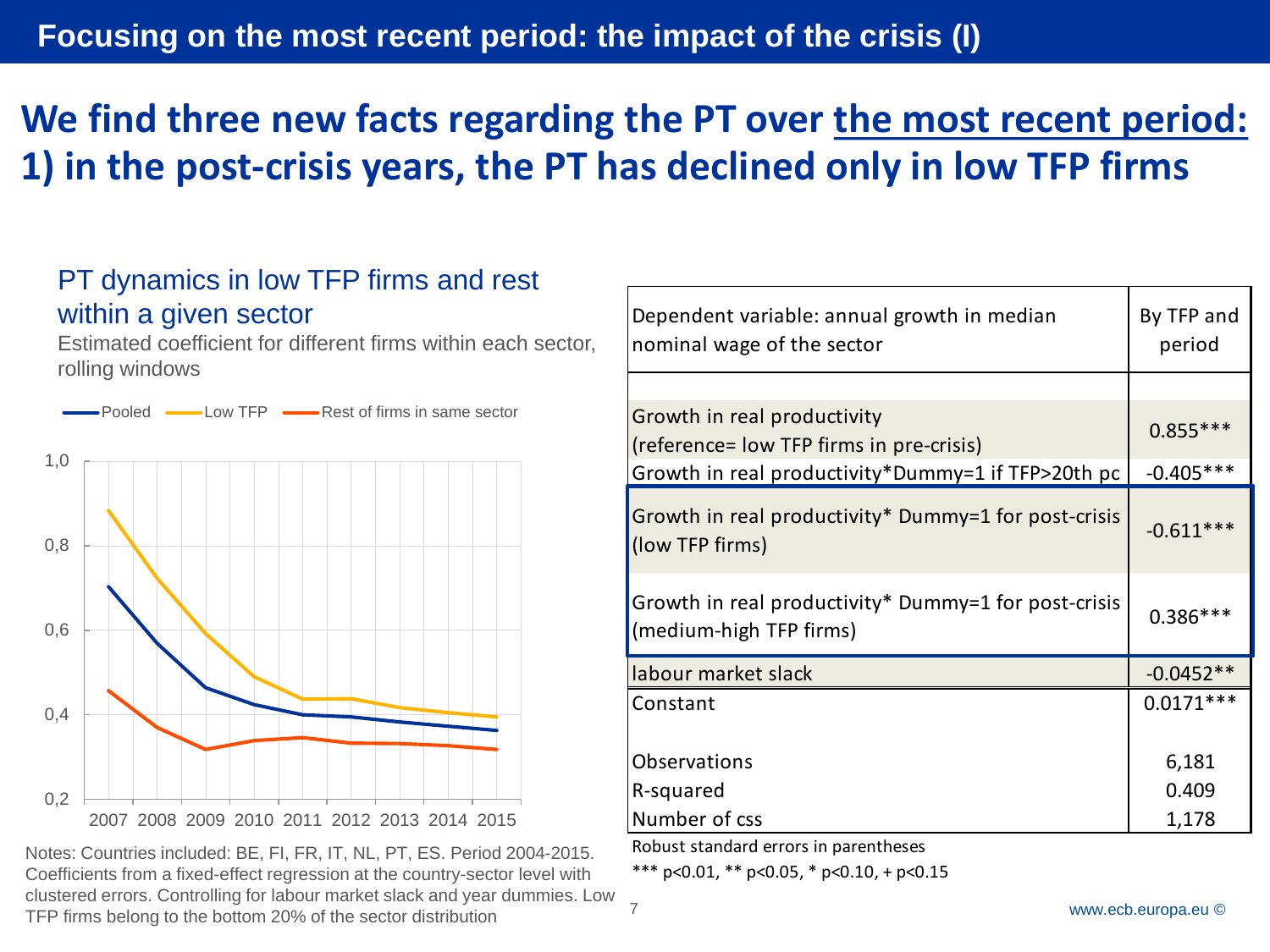# Focusing on the most recent period: the impact of the crisis (I)

## We find three new facts regarding the PT over the most recent period: 1) in the post-crisis years, the PT has declined only in low TFP firms

### PT dynamics in low TFP firms and rest within a given sector

Estimated coefficient for different firms within each sector, rolling windows

Pooled
Low TFP
Rest of firms in same sector

1,0
0,8
0,6
0,4
0,2

2007 2008 2009 2010 2011 2012 2013 2014 2015

Notes: Countries included: BE, FI, FR, IT, NL, PT, ES. Period 2004-2015. Coefficients from a fixed-effect regression at the country-sector level with clustered errors. Controlling for labour market slack and year dummies. Low TFP firms belong to the bottom 20% of the sector distribution

| Dependent variable: annual growth in median nominal wage of the sector | By TFP and period |
|---|---|
| | |
| Growth in real productivity (reference= low TFP firms in pre-crisis) | 0.855*** |
| Growth in real productivity*Dummy=1 if TFP>20th pc | -0.405*** |
| Growth in real productivity* Dummy=1 for post-crisis (low TFP firms) | -0.611*** |
| Growth in real productivity* Dummy=1 for post-crisis (medium-high TFP firms) | 0.386*** |
| labour market slack | -0.0452** |
| Constant | 0.0171*** |
| | |
| Observations | 6,181 |
| R-squared | 0.409 |
| Number of css | 1,178 |

Robust standard errors in parentheses

*** p<0.01, ** p<0.05, * p<0.10, + p<0.15

www.ecb.europa.eu ©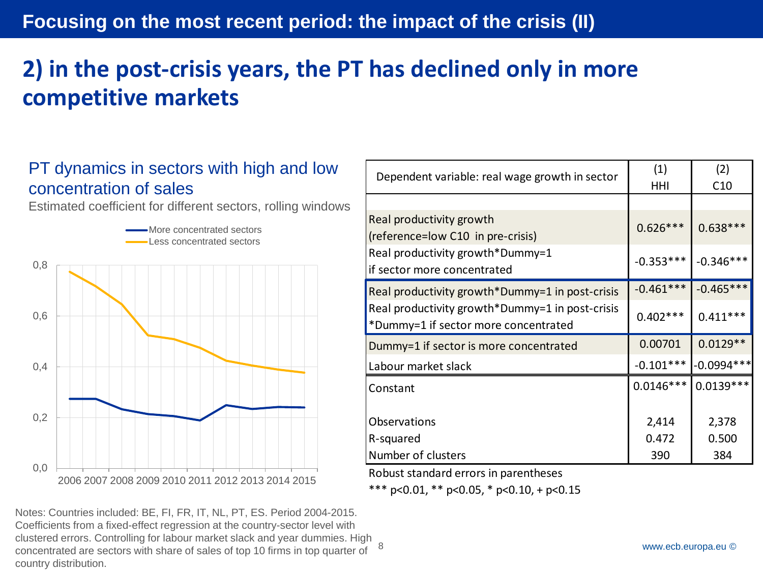# Focusing on the most recent period: the impact of the crisis (II)

## 2) in the post-crisis years, the PT has declined only in more competitive markets

### PT dynamics in sectors with high and low concentration of sales

Estimated coefficient for different sectors, rolling windows

More concentrated sectors
Less concentrated sectors

0,8
0,6
0,4
0,2
0,0

2006 2007 2008 2009 2010 2011 2012 2013 2014 2015

| Dependent variable: real wage growth in sector | (1) HHI | (2) C10 |
|---|---|---|
| Real productivity growth (reference=low C10 in pre-crisis) | 0.626*** | 0.638*** |
| Real productivity growth*Dummy=1 if sector more concentrated | -0.353*** | -0.346*** |
| Real productivity growth*Dummy=1 in post-crisis | -0.461*** | -0.465*** |
| Real productivity growth*Dummy=1 in post-crisis *Dummy=1 if sector more concentrated | 0.402*** | 0.411*** |
| Dummy=1 if sector is more concentrated | 0.00701 | 0.0129** |
| Labour market slack | -0.101*** | -0.0994*** |
| Constant | 0.0146*** | 0.0139*** |
| Observations | 2,414 | 2,378 |
| R-squared | 0.472 | 0.500 |
| Number of clusters | 390 | 384 |

Robust standard errors in parentheses

*** p<0.01, ** p<0.05, * p<0.10, + p<0.15

Notes: Countries included: BE, FI, FR, IT, NL, PT, ES. Period 2004-2015. Coefficients from a fixed-effect regression at the country-sector level with clustered errors. Controlling for labour market slack and year dummies. High concentrated are sectors with share of sales of top 10 firms in top quarter of country distribution.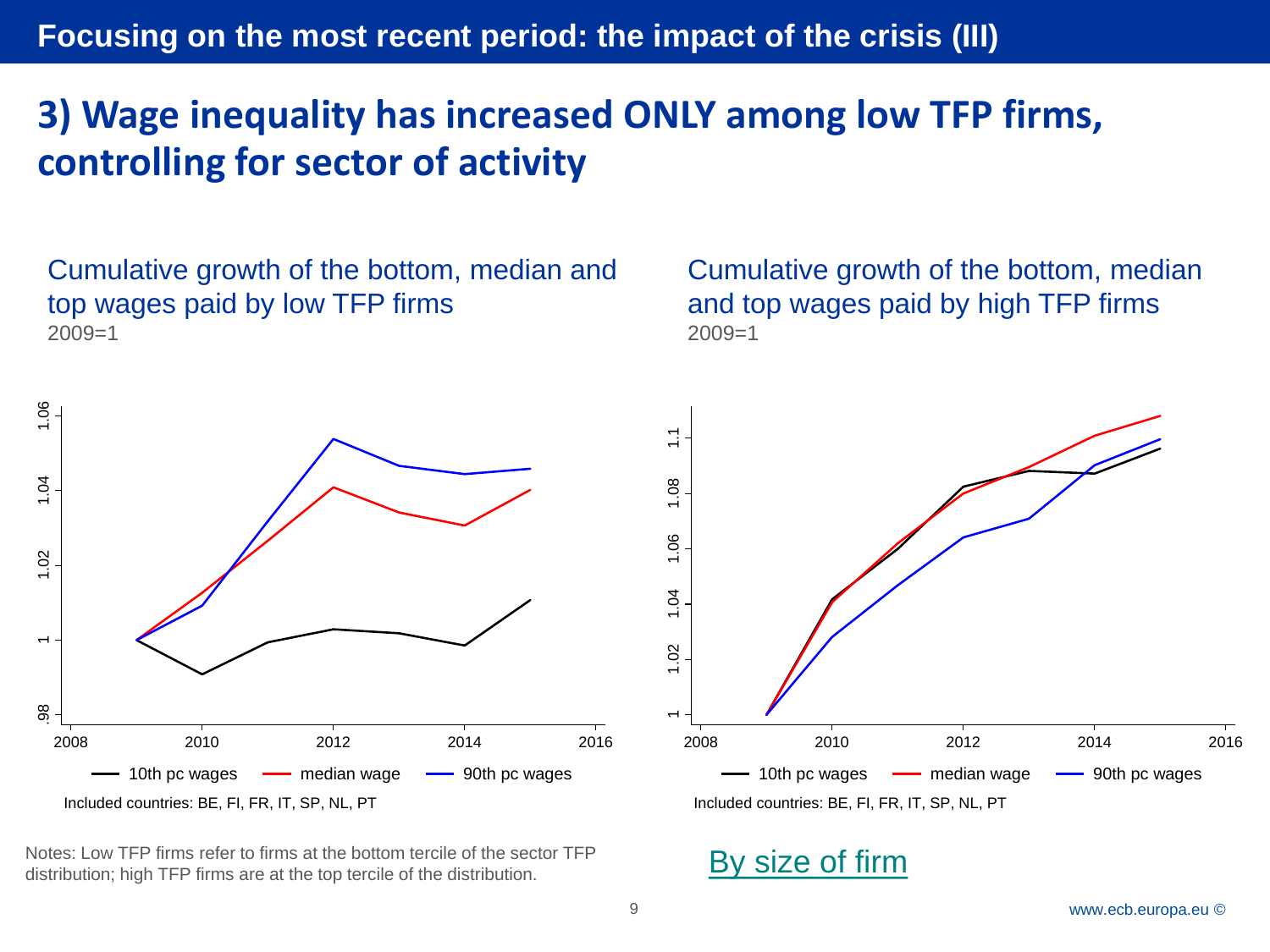Focusing on the most recent period: the impact of the crisis (III)

# 3) Wage inequality has increased ONLY among low TFP firms, controlling for sector of activity

Cumulative growth of the bottom, median and top wages paid by low TFP firms
2009=1

1.06
1.04
1.02
1
.98
2008
2010
2012
2014
2016

10th pc wages
median wage
90th pc wages

Included countries: BE, FI, FR, IT, SP, NL, PT

Cumulative growth of the bottom, median and top wages paid by high TFP firms
2009=1

1.1
1.08
1.06
1.04
1.02
1
2008
2010
2012
2014
2016

10th pc wages
median wage
90th pc wages

Included countries: BE, FI, FR, IT, SP, NL, PT

Notes: Low TFP firms refer to firms at the bottom tercile of the sector TFP distribution; high TFP firms are at the top tercile of the distribution.

By size of firm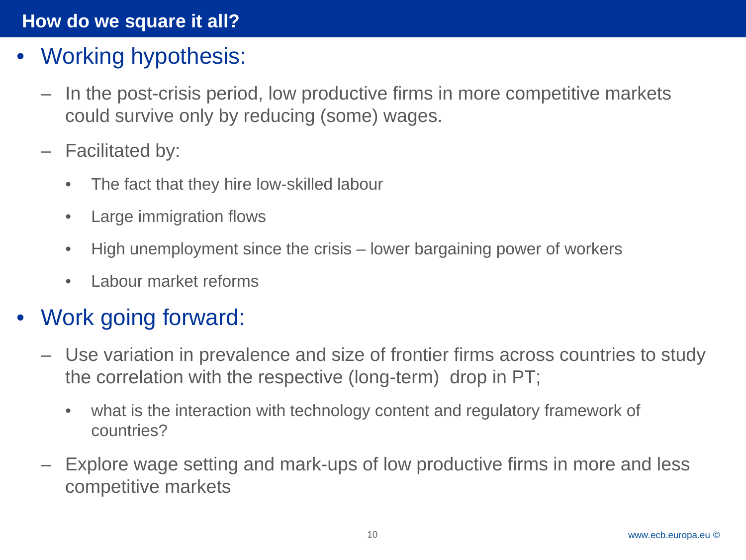# How do we square it all?

- Working hypothesis:
  - In the post-crisis period, low productive firms in more competitive markets could survive only by reducing (some) wages.
  - Facilitated by:
    - The fact that they hire low-skilled labour
    - Large immigration flows
    - High unemployment since the crisis – lower bargaining power of workers
    - Labour market reforms
- Work going forward:
  - Use variation in prevalence and size of frontier firms across countries to study the correlation with the respective (long-term) drop in PT;
    - what is the interaction with technology content and regulatory framework of countries?
  - Explore wage setting and mark-ups of low productive firms in more and less competitive markets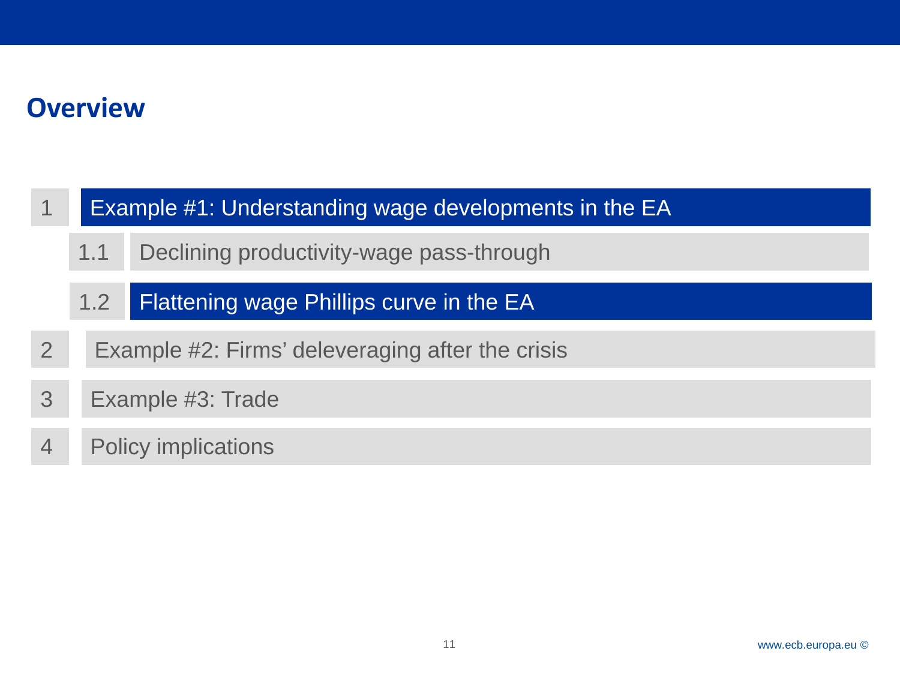## Overview

1. Example #1: Understanding wage developments in the EA
   - 1.1 Declining productivity-wage pass-through
   - 1.2 Flattening wage Phillips curve in the EA
2. Example #2: Firms’ deleveraging after the crisis
3. Example #3: Trade
4. Policy implications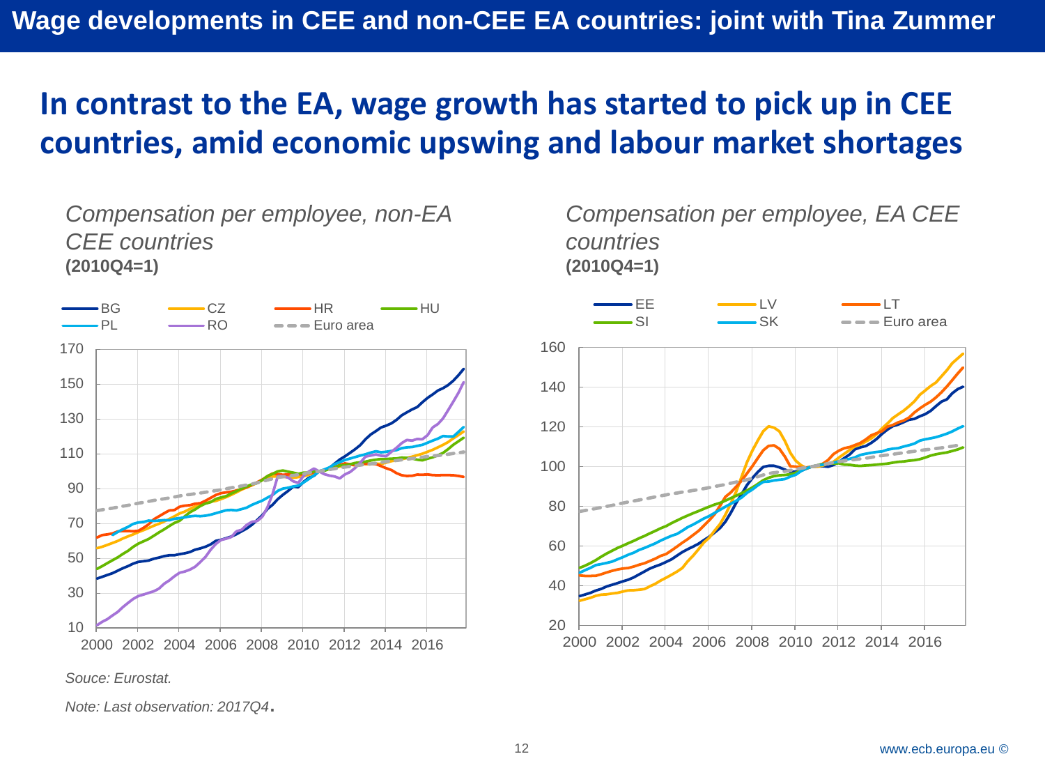# Wage developments in CEE and non-CEE EA countries: joint with Tina Zummer

## In contrast to the EA, wage growth has started to pick up in CEE countries, amid economic upswing and labour market shortages

*Compensation per employee, non-EA CEE countries*
**(2010Q4=1)**

BG
CZ
HR
HU
PL
RO
Euro area

170
150
130
110
90
70
50
30
10

2000 2002 2004 2006 2008 2010 2012 2014 2016

*Compensation per employee, EA CEE countries*
**(2010Q4=1)**

EE
LV
LT
SI
SK
Euro area

160
140
120
100
80
60
40
20

2000 2002 2004 2006 2008 2010 2012 2014 2016

*Souce: Eurostat.*

*Note: Last observation: 2017Q4*.

www.ecb.europa.eu ©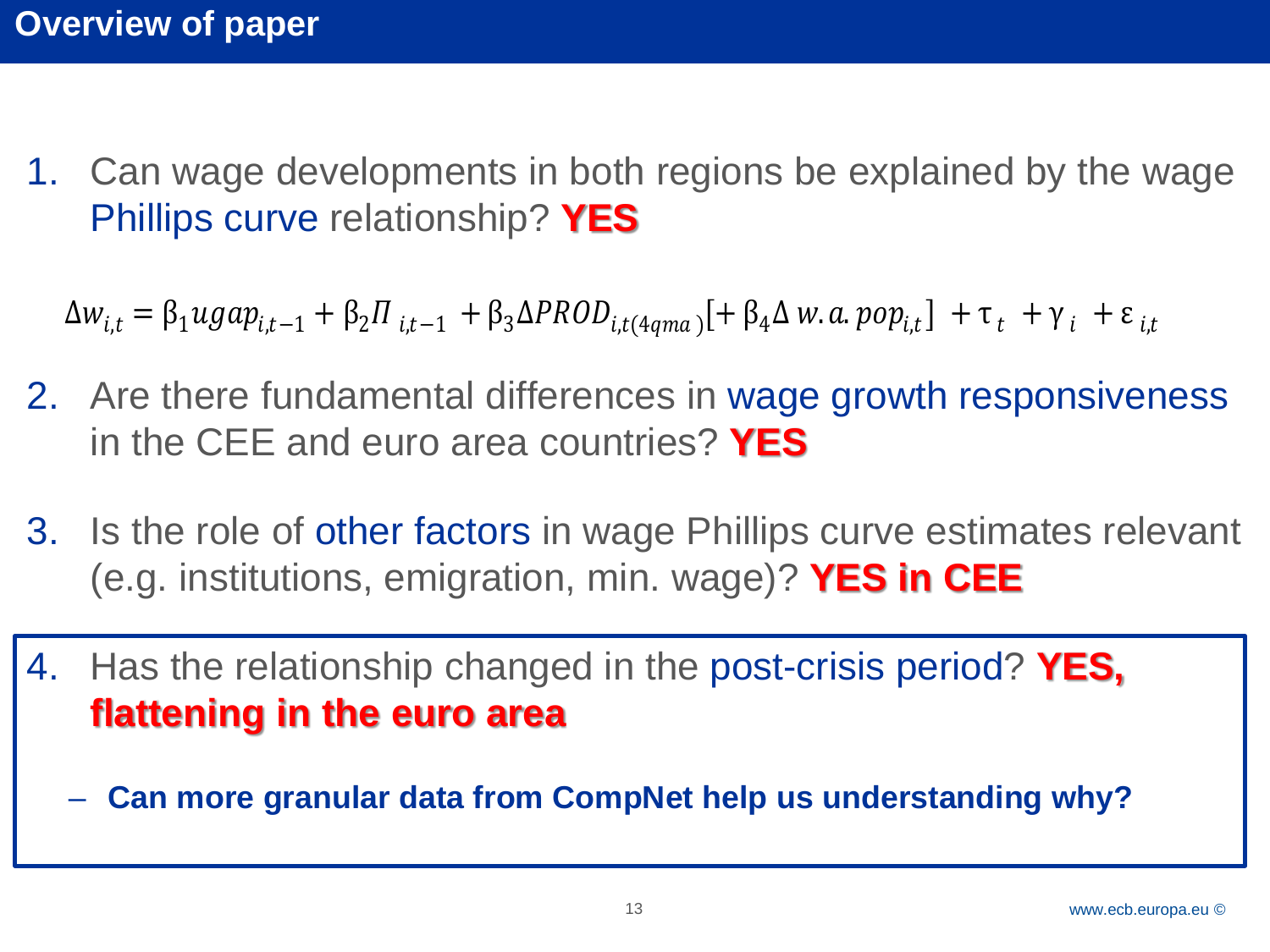# Overview of paper

1. Can wage developments in both regions be explained by the wage Phillips curve relationship? **YES**

$$\Delta w_{i,t} = \beta_1 ugap_{i,t-1} + \beta_2 \Pi_{i,t-1} + \beta_3 \Delta PROD_{i,t(4qma)} [+ \beta_4 \Delta\, w.a.pop_{i,t}] + \tau_t + \gamma_i + \varepsilon_{i,t}$$

2. Are there fundamental differences in wage growth responsiveness in the CEE and euro area countries? **YES**

3. Is the role of other factors in wage Phillips curve estimates relevant (e.g. institutions, emigration, min. wage)? **YES in CEE**

4. Has the relationship changed in the post-crisis period? **YES, flattening in the euro area**
   - **Can more granular data from CompNet help us understanding why?**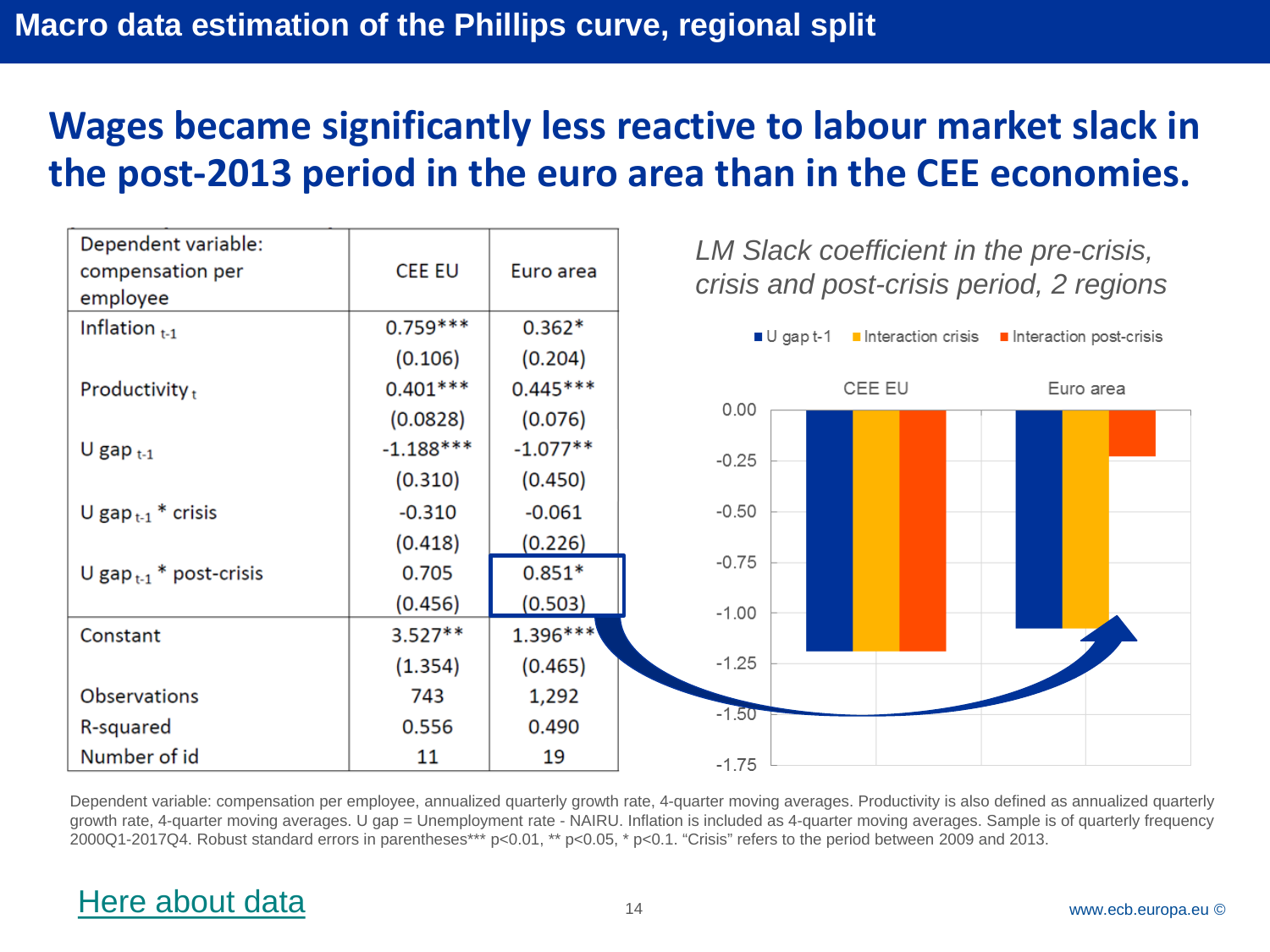## Macro data estimation of the Phillips curve, regional split

# Wages became significantly less reactive to labour market slack in the post-2013 period in the euro area than in the CEE economies.

| Dependent variable: compensation per employee | CEE EU | Euro area |
|---|---|---|
| Inflation $_{t-1}$ | 0.759*** | 0.362* |
| | (0.106) | (0.204) |
| Productivity $_{t}$ | 0.401*** | 0.445*** |
| | (0.0828) | (0.076) |
| U gap $_{t-1}$ | -1.188*** | -1.077** |
| | (0.310) | (0.450) |
| U gap $_{t-1}$ * crisis | -0.310 | -0.061 |
| | (0.418) | (0.226) |
| U gap $_{t-1}$ * post-crisis | 0.705 | 0.851* |
| | (0.456) | (0.503) |
| Constant | 3.527** | 1.396*** |
| | (1.354) | (0.465) |
| Observations | 743 | 1,292 |
| R-squared | 0.556 | 0.490 |
| Number of id | 11 | 19 |

*LM Slack coefficient in the pre-crisis, crisis and post-crisis period, 2 regions*

U gap t-1
Interaction crisis
Interaction post-crisis

CEE EU
Euro area

0.00
-0.25
-0.50
-0.75
-1.00
-1.25
-1.50
-1.75

Dependent variable: compensation per employee, annualized quarterly growth rate, 4-quarter moving averages. Productivity is also defined as annualized quarterly growth rate, 4-quarter moving averages. U gap = Unemployment rate - NAIRU. Inflation is included as 4-quarter moving averages. Sample is of quarterly frequency 2000Q1-2017Q4. Robust standard errors in parentheses*** p<0.01, ** p<0.05, * p<0.1. "Crisis" refers to the period between 2009 and 2013.

Here about data

www.ecb.europa.eu ©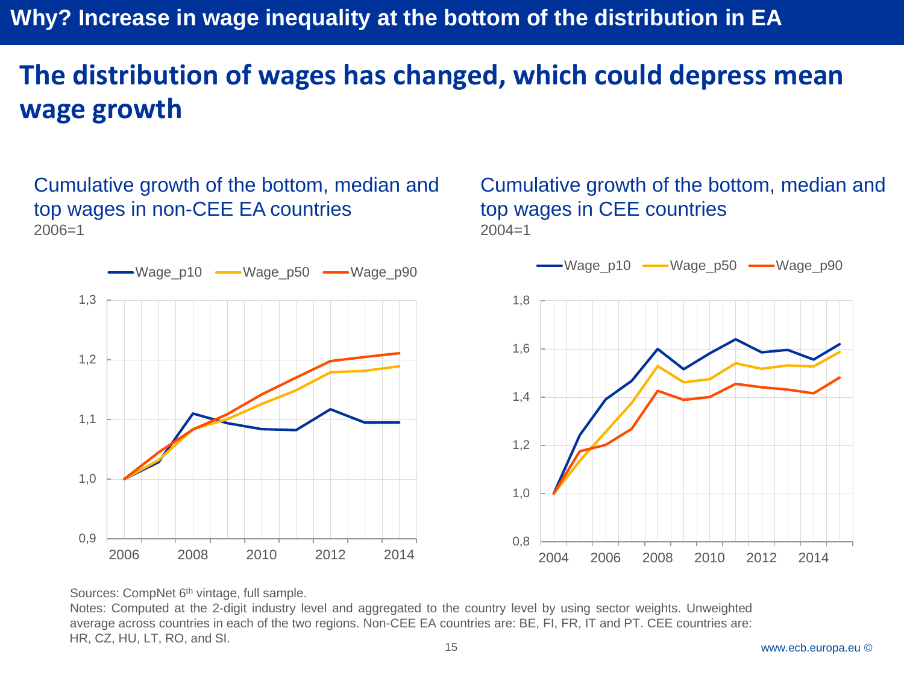# Why? Increase in wage inequality at the bottom of the distribution in EA

## The distribution of wages has changed, which could depress mean wage growth

Cumulative growth of the bottom, median and top wages in non-CEE EA countries

2006=1

Wage_p10
Wage_p50
Wage_p90

1,3
1,2
1,1
1,0
0,9

2006
2008
2010
2012
2014

Cumulative growth of the bottom, median and top wages in CEE countries

2004=1

Wage_p10
Wage_p50
Wage_p90

1,8
1,6
1,4
1,2
1,0
0,8

2004
2006
2008
2010
2012
2014

Sources: CompNet 6[th] vintage, full sample.

Notes: Computed at the 2-digit industry level and aggregated to the country level by using sector weights. Unweighted average across countries in each of the two regions. Non-CEE EA countries are: BE, FI, FR, IT and PT. CEE countries are: HR, CZ, HU, LT, RO, and SI.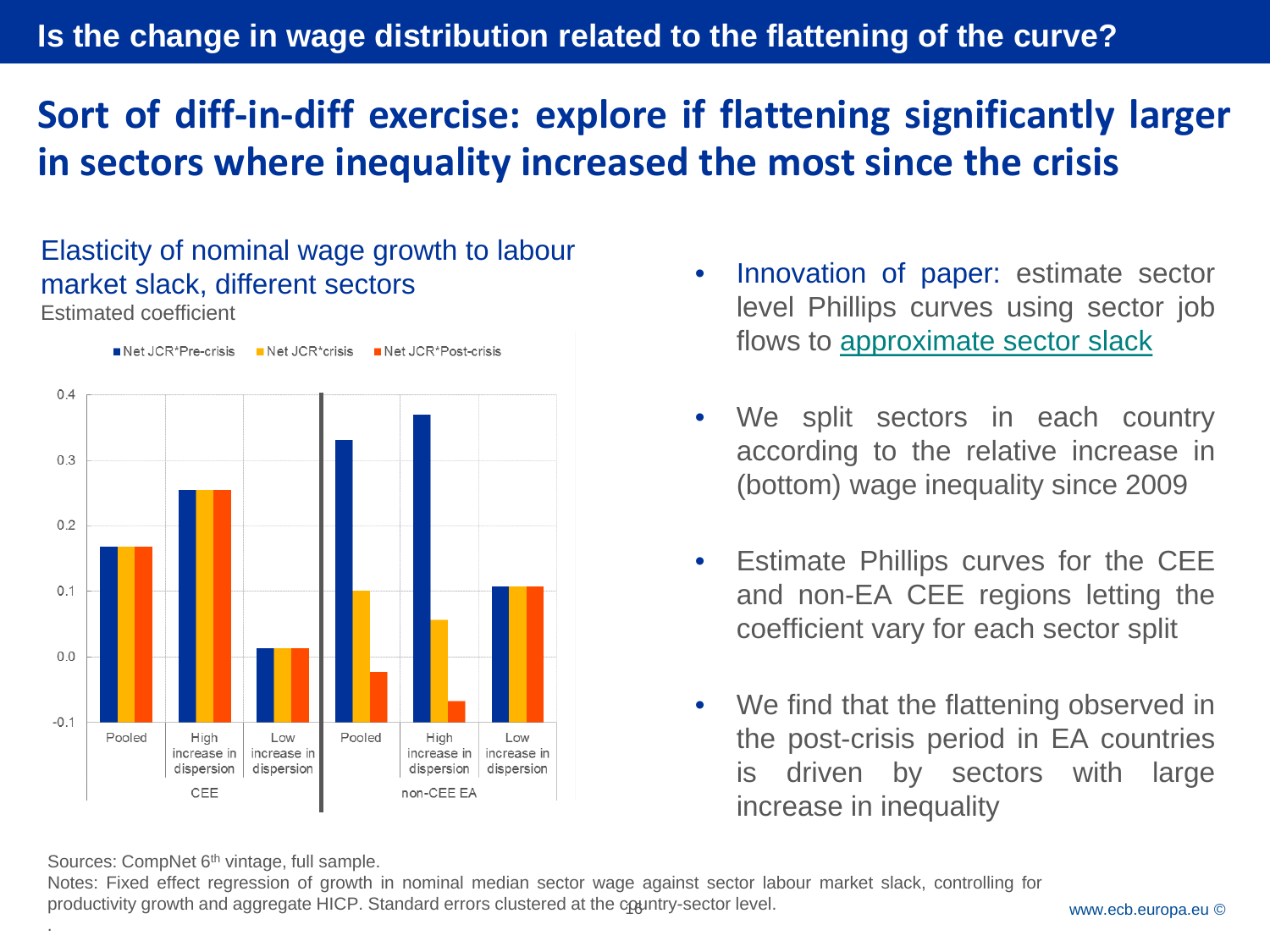# Is the change in wage distribution related to the flattening of the curve?

## Sort of diff-in-diff exercise: explore if flattening significantly larger in sectors where inequality increased the most since the crisis

Elasticity of nominal wage growth to labour market slack, different sectors

Estimated coefficient

Net JCR*Pre-crisis
Net JCR*crisis
Net JCR*Post-crisis

0.4
0.3
0.2
0.1
0.0
-0.1

Pooled
High increase in dispersion
Low increase in dispersion
CEE

Pooled
High increase in dispersion
Low increase in dispersion
non-CEE EA

- Innovation of paper: estimate sector level Phillips curves using sector job flows to approximate sector slack
- We split sectors in each country according to the relative increase in (bottom) wage inequality since 2009
- Estimate Phillips curves for the CEE and non-EA CEE regions letting the coefficient vary for each sector split
- We find that the flattening observed in the post-crisis period in EA countries is driven by sectors with large increase in inequality

Sources: CompNet 6th vintage, full sample.

Notes: Fixed effect regression of growth in nominal median sector wage against sector labour market slack, controlling for productivity growth and aggregate HICP. Standard errors clustered at the country-sector level.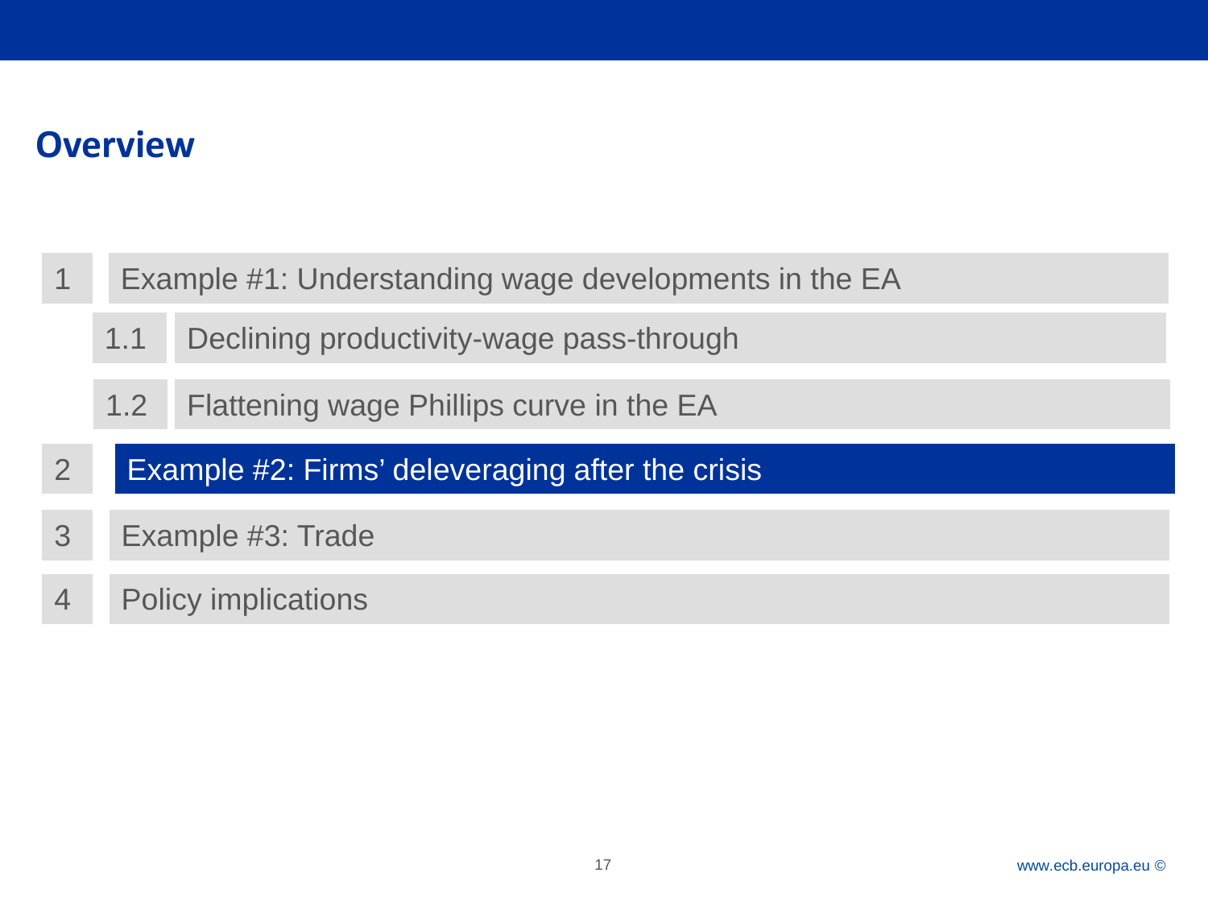## Overview

1 Example #1: Understanding wage developments in the EA

- 1.1 Declining productivity-wage pass-through
- 1.2 Flattening wage Phillips curve in the EA

2 Example #2: Firms’ deleveraging after the crisis

3 Example #3: Trade

4 Policy implications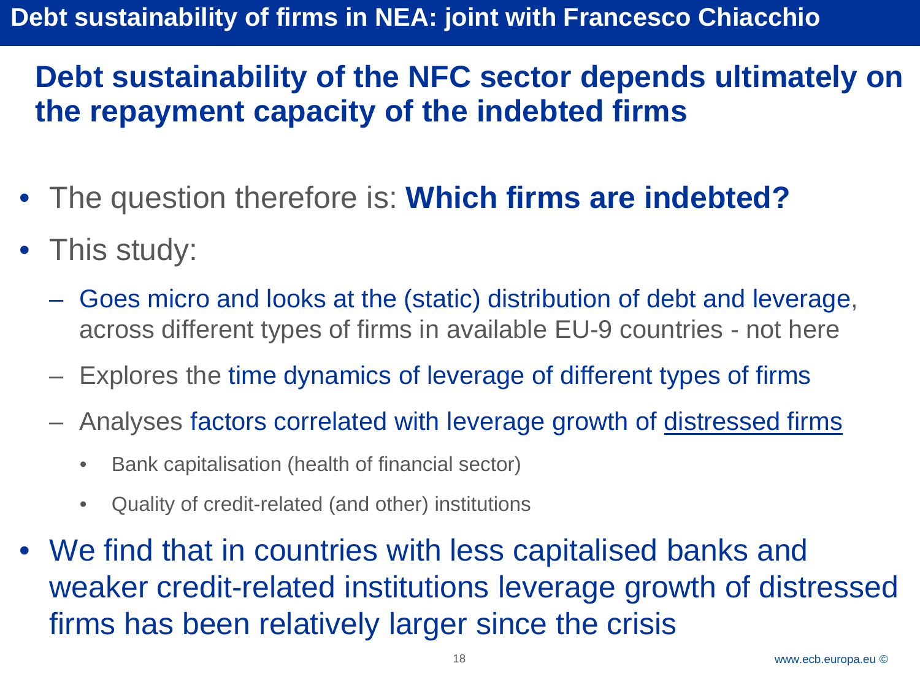# Debt sustainability of firms in NEA: joint with Francesco Chiacchio

## Debt sustainability of the NFC sector depends ultimately on the repayment capacity of the indebted firms

- The question therefore is: **Which firms are indebted?**
- This study:
  - Goes micro and looks at the (static) distribution of debt and leverage, across different types of firms in available EU-9 countries - not here
  - Explores the time dynamics of leverage of different types of firms
  - Analyses factors correlated with leverage growth of distressed firms
    - Bank capitalisation (health of financial sector)
    - Quality of credit-related (and other) institutions
- We find that in countries with less capitalised banks and weaker credit-related institutions leverage growth of distressed firms has been relatively larger since the crisis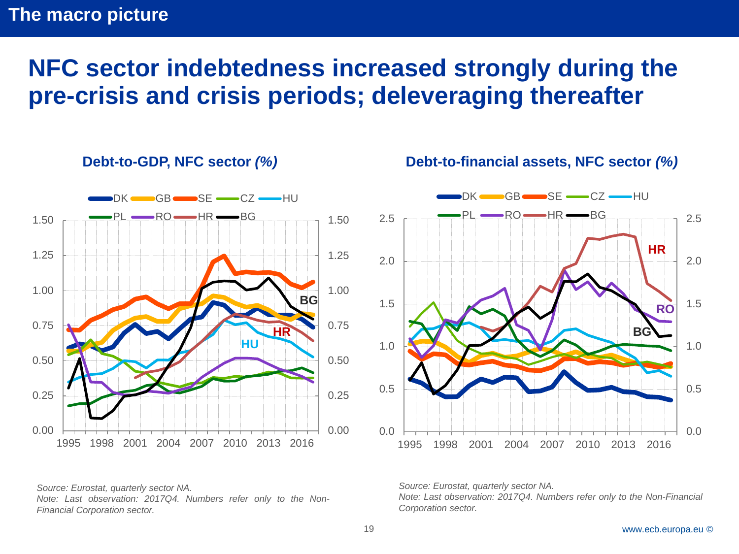# NFC sector indebtedness increased strongly during the pre-crisis and crisis periods; deleveraging thereafter

## Debt-to-GDP, NFC sector *(%)*

DK GB SE CZ HU
PL RO HR BG

1.50
1.25
1.00
0.75
0.50
0.25
0.00

1995 1998 2001 2004 2007 2010 2013 2016

BG
HR
HU

*Source: Eurostat, quarterly sector NA.*
*Note: Last observation: 2017Q4. Numbers refer only to the Non-Financial Corporation sector.*

## Debt-to-financial assets, NFC sector *(%)*

DK GB SE CZ HU
PL RO HR BG

2.5
2.0
1.5
1.0
0.5
0.0

1995 1998 2001 2004 2007 2010 2013 2016

HR
RO
BG

*Source: Eurostat, quarterly sector NA.*
*Note: Last observation: 2017Q4. Numbers refer only to the Non-Financial Corporation sector.*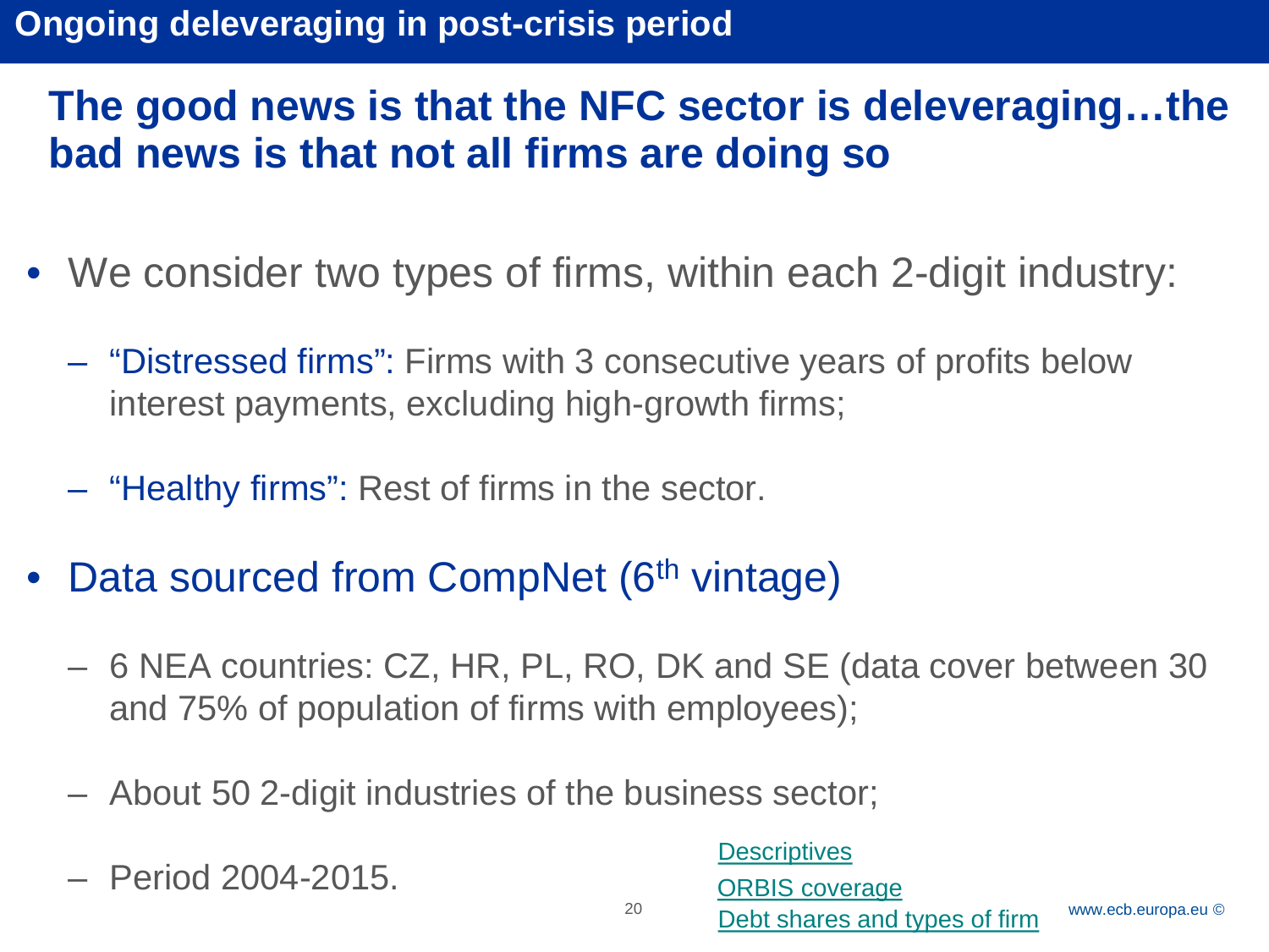# Ongoing deleveraging in post-crisis period

## The good news is that the NFC sector is deleveraging…the bad news is that not all firms are doing so

- We consider two types of firms, within each 2-digit industry:
  - "Distressed firms": Firms with 3 consecutive years of profits below interest payments, excluding high-growth firms;
  - "Healthy firms": Rest of firms in the sector.
- Data sourced from CompNet (6th vintage)
  - 6 NEA countries: CZ, HR, PL, RO, DK and SE (data cover between 30 and 75% of population of firms with employees);
  - About 50 2-digit industries of the business sector;
  - Period 2004-2015.

Descriptives

ORBIS coverage

Debt shares and types of firm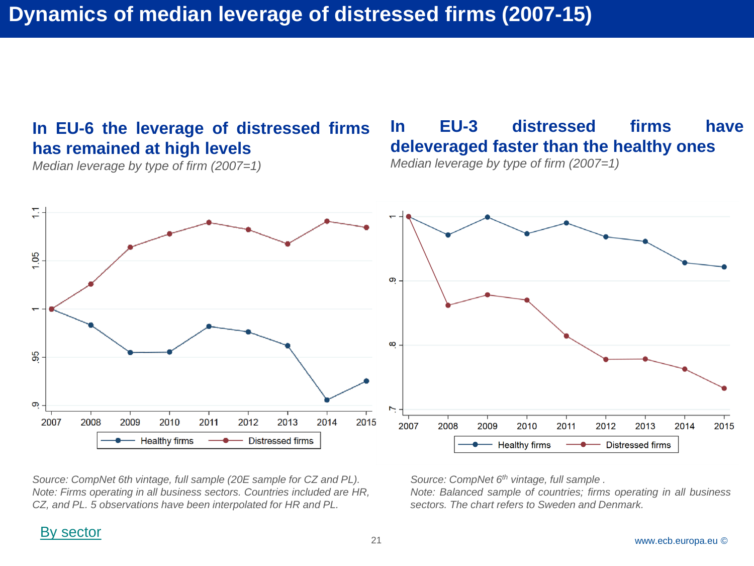# Dynamics of median leverage of distressed firms (2007-15)

## In EU-6 the leverage of distressed firms has remained at high levels

*Median leverage by type of firm (2007=1)*

1.1
1.05
1
.95
.9

2007 2008 2009 2010 2011 2012 2013 2014 2015

Healthy firms
Distressed firms

*Source: CompNet 6th vintage, full sample (20E sample for CZ and PL).*
*Note: Firms operating in all business sectors. Countries included are HR, CZ, and PL. 5 observations have been interpolated for HR and PL.*

## In EU-3 distressed firms have deleveraged faster than the healthy ones

*Median leverage by type of firm (2007=1)*

1
.9
.8
.7

2007 2008 2009 2010 2011 2012 2013 2014 2015

Healthy firms
Distressed firms

*Source: CompNet 6th vintage, full sample .*
*Note: Balanced sample of countries; firms operating in all business sectors. The chart refers to Sweden and Denmark.*

By sector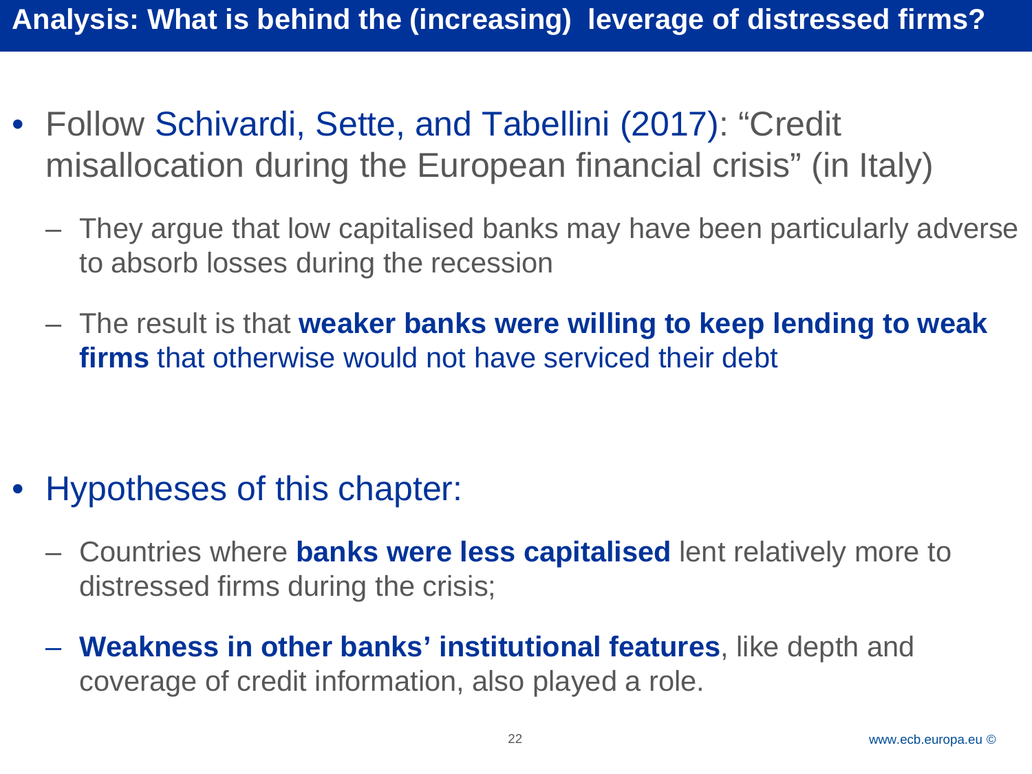# Analysis: What is behind the (increasing) leverage of distressed firms?

- Follow Schivardi, Sette, and Tabellini (2017): "Credit misallocation during the European financial crisis" (in Italy)
  - They argue that low capitalised banks may have been particularly adverse to absorb losses during the recession
  - The result is that **weaker banks were willing to keep lending to weak firms** that otherwise would not have serviced their debt

- Hypotheses of this chapter:
  - Countries where **banks were less capitalised** lent relatively more to distressed firms during the crisis;
  - **Weakness in other banks' institutional features**, like depth and coverage of credit information, also played a role.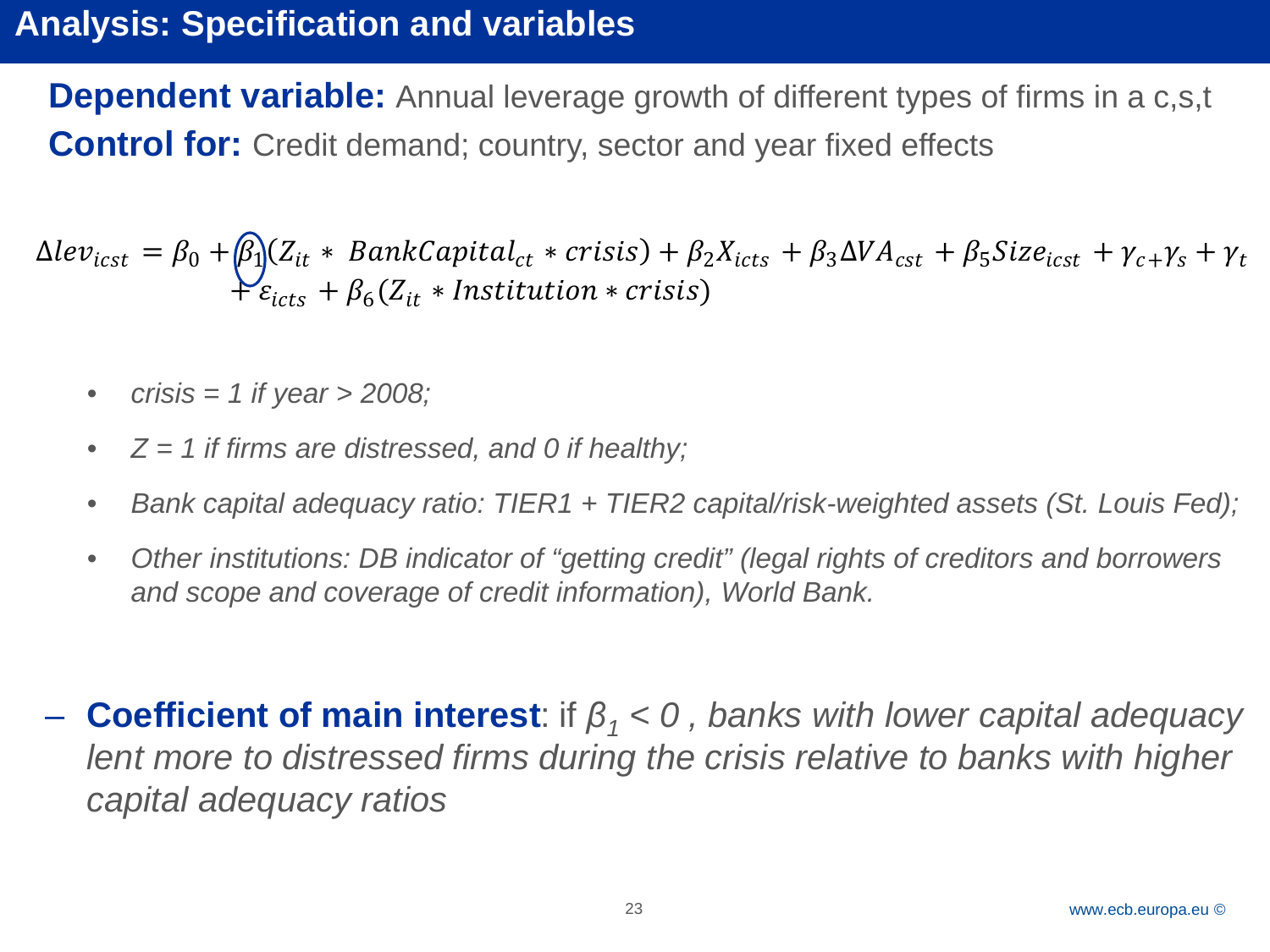# Analysis: Specification and variables

**Dependent variable:** Annual leverage growth of different types of firms in a c,s,t

**Control for:** Credit demand; country, sector and year fixed effects

$$\Delta lev_{icst} = \beta_0 + \beta_1 (Z_{it} * BankCapital_{ct} * crisis) + \beta_2 X_{icts} + \beta_3 \Delta VA_{cst} + \beta_5 Size_{icst} + \gamma_{c+}\gamma_s + \gamma_t + \varepsilon_{icts} + \beta_6 (Z_{it} * Institution * crisis)$$

- *crisis = 1 if year > 2008;*
- *Z = 1 if firms are distressed, and 0 if healthy;*
- *Bank capital adequacy ratio: TIER1 + TIER2 capital/risk-weighted assets (St. Louis Fed);*
- *Other institutions: DB indicator of "getting credit" (legal rights of creditors and borrowers and scope and coverage of credit information), World Bank.*

– **Coefficient of main interest**: if $\beta_1 < 0$ , *banks with lower capital adequacy lent more to distressed firms during the crisis relative to banks with higher capital adequacy ratios*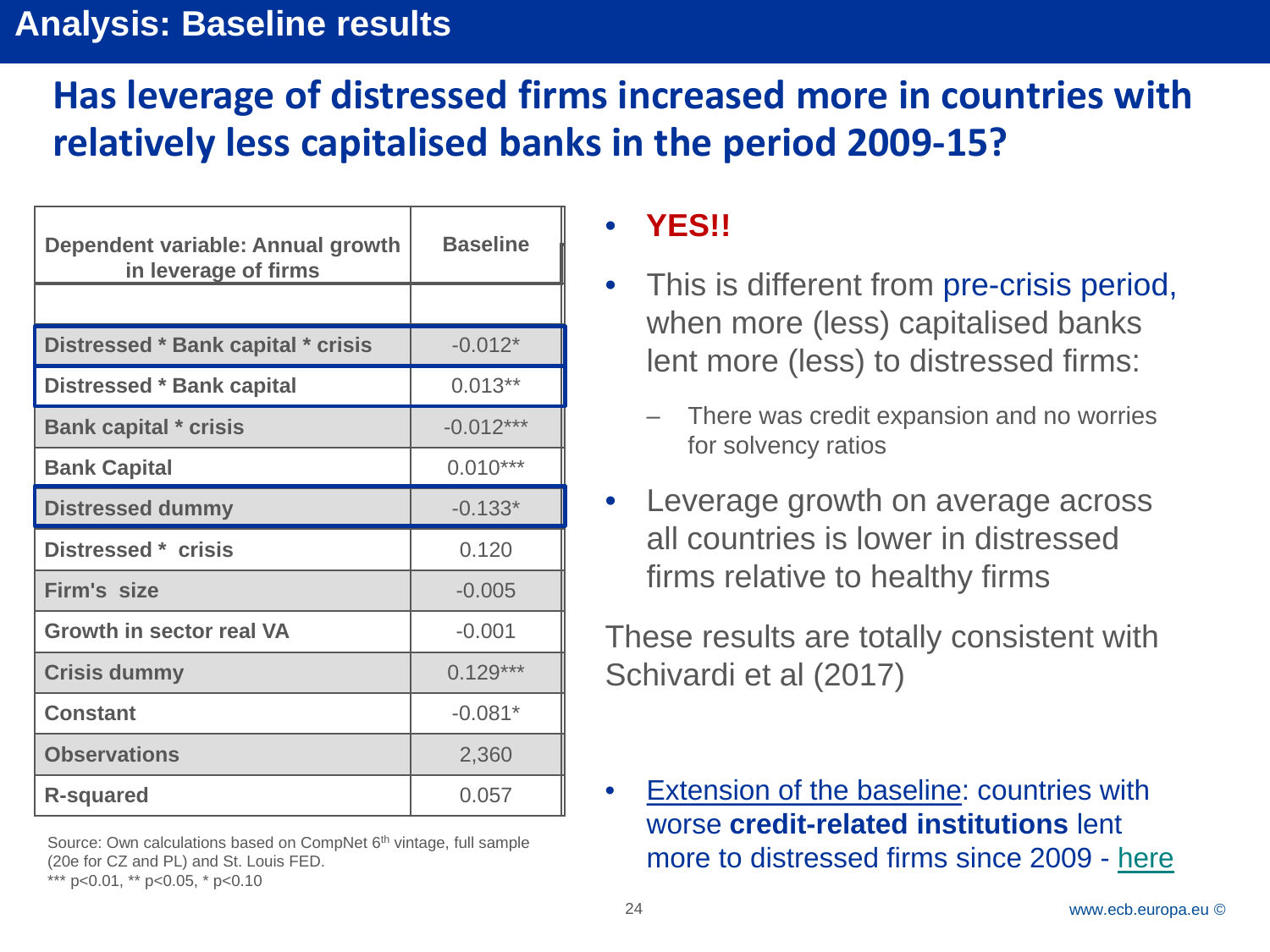# Analysis: Baseline results

## Has leverage of distressed firms increased more in countries with relatively less capitalised banks in the period 2009-15?

| Dependent variable: Annual growth in leverage of firms | Baseline |
|---|---|
| | |
| Distressed * Bank capital * crisis | -0.012* |
| Distressed * Bank capital | 0.013** |
| Bank capital * crisis | -0.012*** |
| Bank Capital | 0.010*** |
| Distressed dummy | -0.133* |
| Distressed * crisis | 0.120 |
| Firm's size | -0.005 |
| Growth in sector real VA | -0.001 |
| Crisis dummy | 0.129*** |
| Constant | -0.081* |
| Observations | 2,360 |
| R-squared | 0.057 |

Source: Own calculations based on CompNet 6th vintage, full sample (20e for CZ and PL) and St. Louis FED.
*** p<0.01, ** p<0.05, * p<0.10

- **YES!!**
- This is different from pre-crisis period, when more (less) capitalised banks lent more (less) to distressed firms:
  - There was credit expansion and no worries for solvency ratios
- Leverage growth on average across all countries is lower in distressed firms relative to healthy firms

These results are totally consistent with Schivardi et al (2017)

- Extension of the baseline: countries with worse **credit-related institutions** lent more to distressed firms since 2009 - here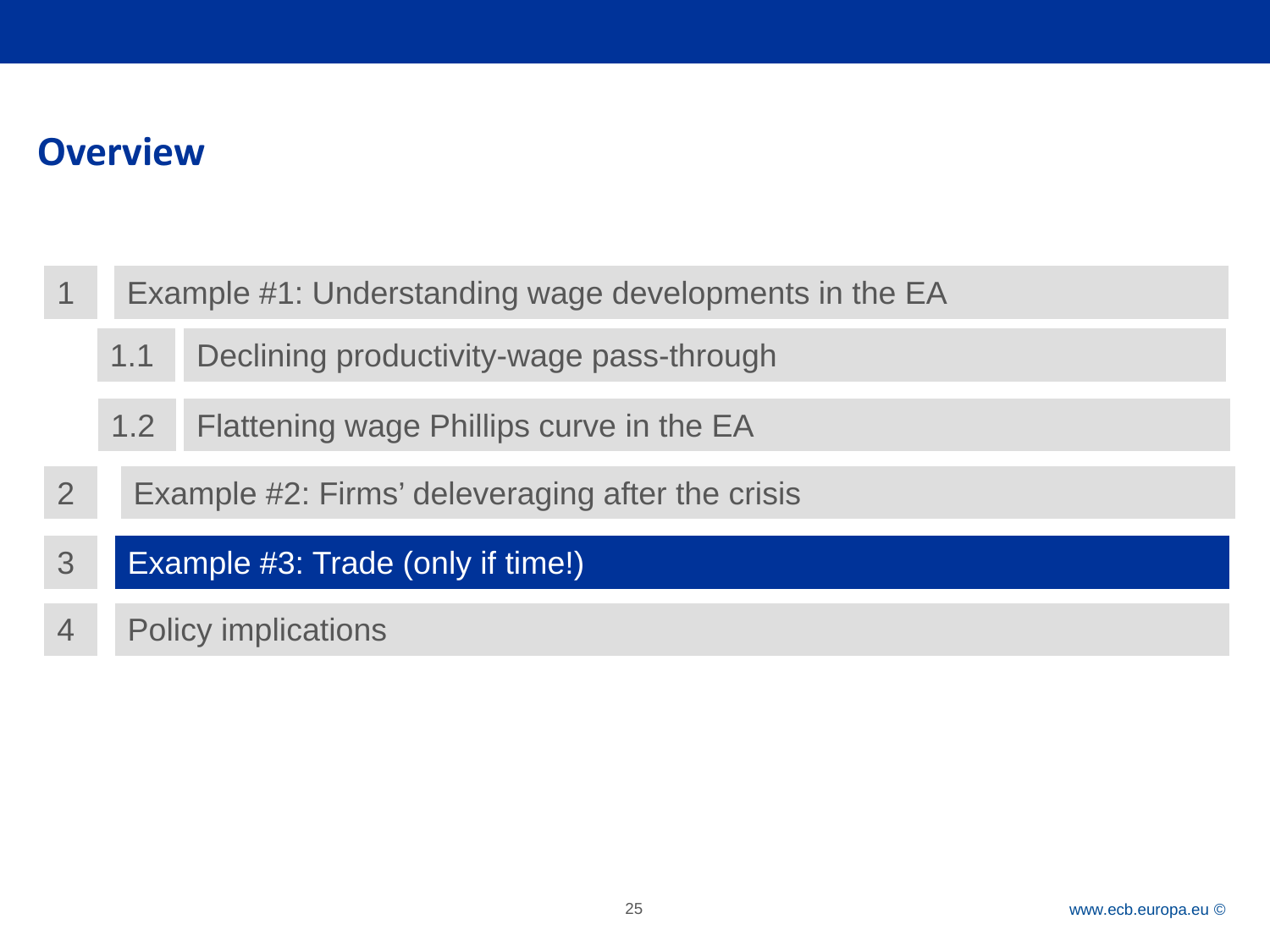# Overview

1. Example #1: Understanding wage developments in the EA
   - 1.1 Declining productivity-wage pass-through
   - 1.2 Flattening wage Phillips curve in the EA
2. Example #2: Firms' deleveraging after the crisis
3. **Example #3: Trade (only if time!)**
4. Policy implications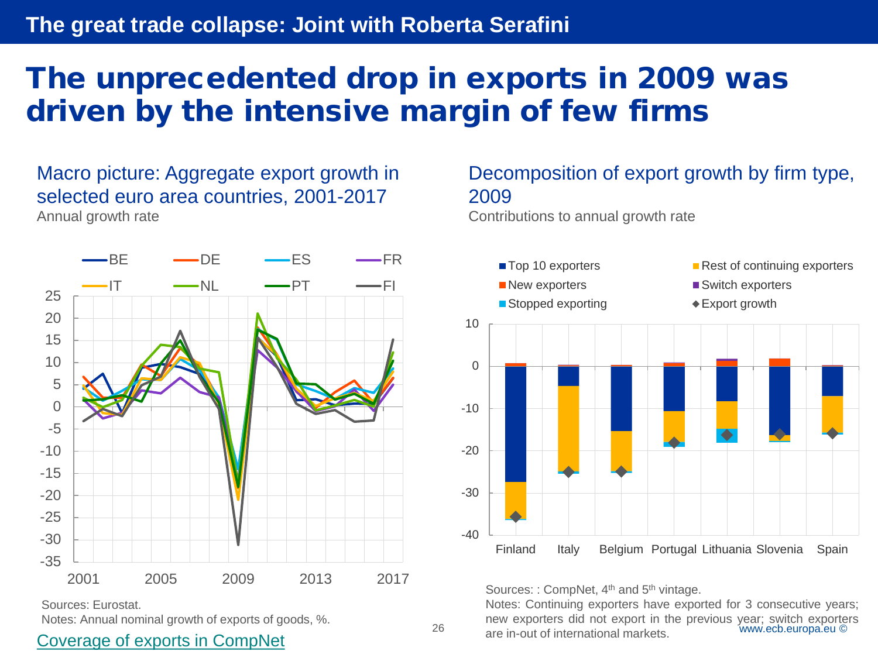The great trade collapse: Joint with Roberta Serafini

# The unprecedented drop in exports in 2009 was driven by the intensive margin of few firms

## Macro picture: Aggregate export growth in selected euro area countries, 2001-2017

Annual growth rate

BE
DE
ES
FR
IT
NL
PT
FI

25
20
15
10
5
0
-5
-10
-15
-20
-25
-30
-35

2001
2005
2009
2013
2017

Sources: Eurostat.

Notes: Annual nominal growth of exports of goods, %.

Coverage of exports in CompNet

## Decomposition of export growth by firm type, 2009

Contributions to annual growth rate

Top 10 exporters
Rest of continuing exporters
New exporters
Switch exporters
Stopped exporting
Export growth

10
0
-10
-20
-30
-40

Finland
Italy
Belgium
Portugal
Lithuania
Slovenia
Spain

Sources: : CompNet, 4th and 5th vintage.

Notes: Continuing exporters have exported for 3 consecutive years; new exporters did not export in the previous year; switch exporters are in-out of international markets.

www.ecb.europa.eu ©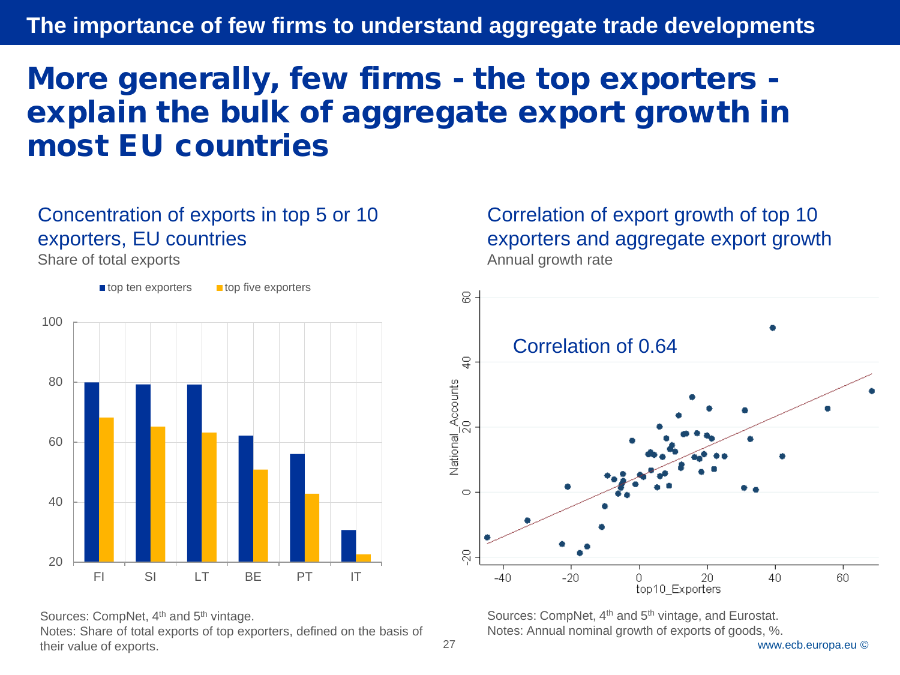The importance of few firms to understand aggregate trade developments

# More generally, few firms - the top exporters - explain the bulk of aggregate export growth in most EU countries

## Concentration of exports in top 5 or 10 exporters, EU countries

Share of total exports

top ten exporters
top five exporters

100
80
60
40
20

FI
SI
LT
BE
PT
IT

Sources: CompNet, 4th and 5th vintage.
Notes: Share of total exports of top exporters, defined on the basis of their value of exports.

## Correlation of export growth of top 10 exporters and aggregate export growth

Annual growth rate

Correlation of 0.64

National_Accounts

60
40
20
0
-20

-40
-20
0
20
40
60

top10_Exporters

Sources: CompNet, 4th and 5th vintage, and Eurostat.
Notes: Annual nominal growth of exports of goods, %.

www.ecb.europa.eu ©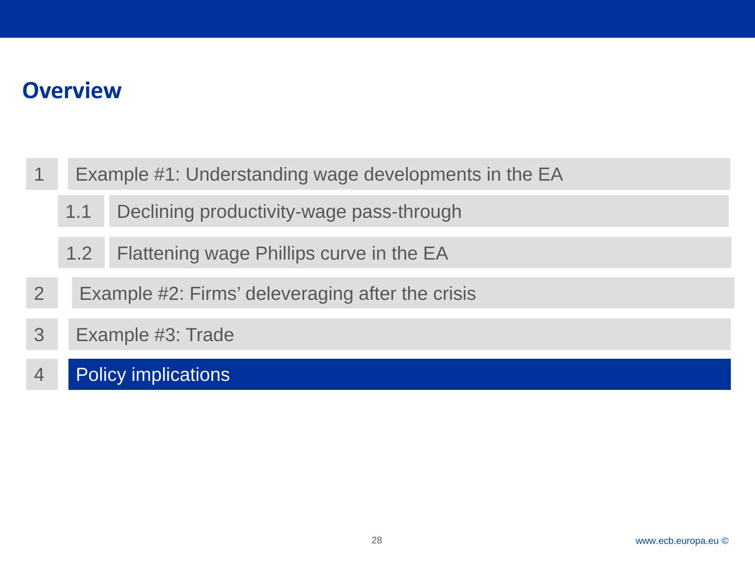# Overview

1. Example #1: Understanding wage developments in the EA
   - 1.1 Declining productivity-wage pass-through
   - 1.2 Flattening wage Phillips curve in the EA
2. Example #2: Firms' deleveraging after the crisis
3. Example #3: Trade
4. **Policy implications**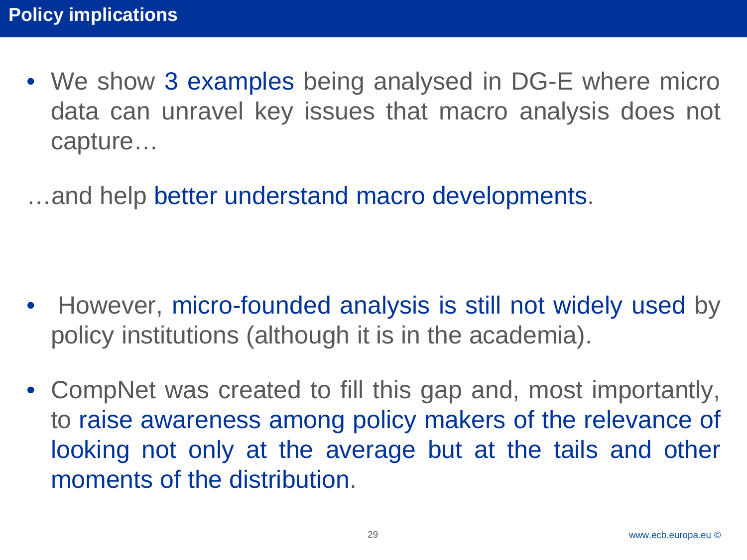# Policy implications

- We show 3 examples being analysed in DG-E where micro data can unravel key issues that macro analysis does not capture…

…and help better understand macro developments.

- However, micro-founded analysis is still not widely used by policy institutions (although it is in the academia).
- CompNet was created to fill this gap and, most importantly, to raise awareness among policy makers of the relevance of looking not only at the average but at the tails and other moments of the distribution.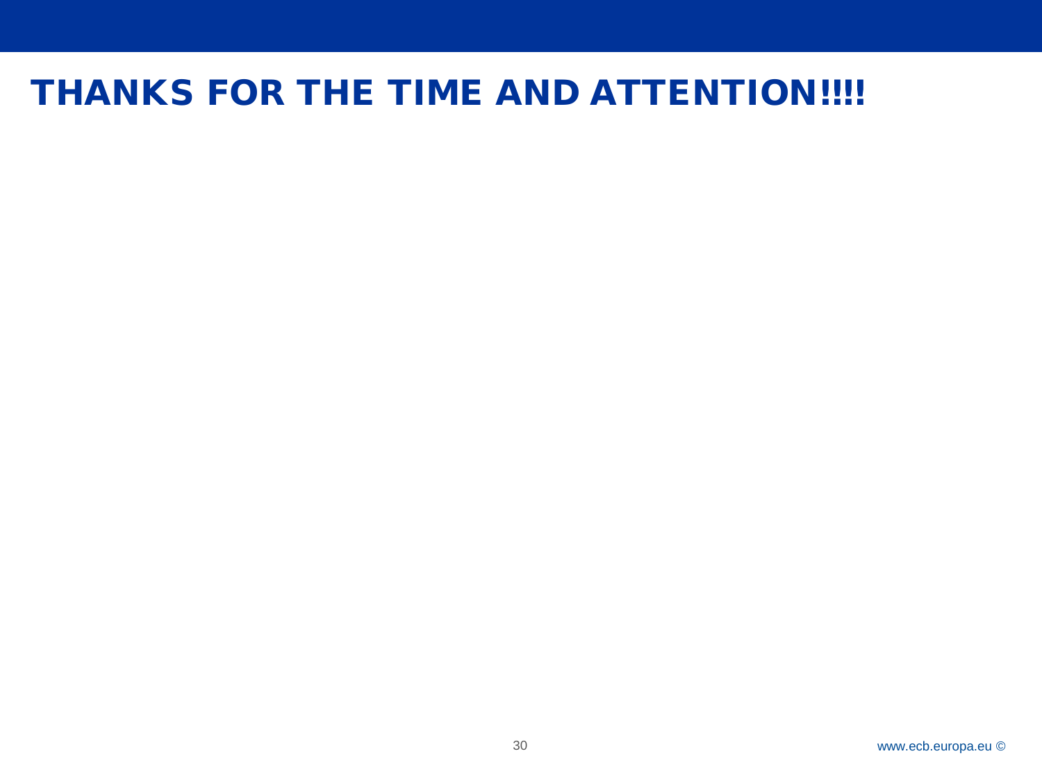# THANKS FOR THE TIME AND ATTENTION!!!!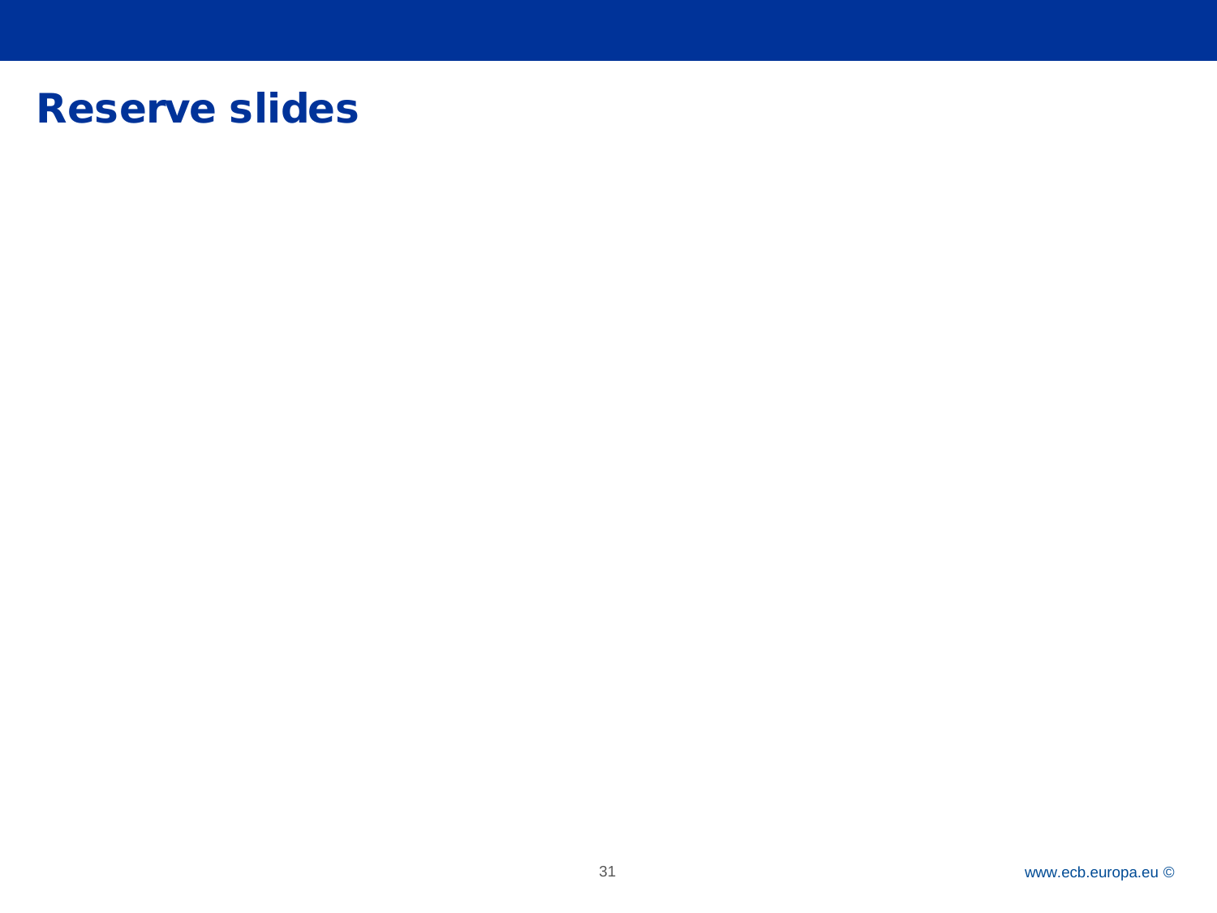# Reserve slides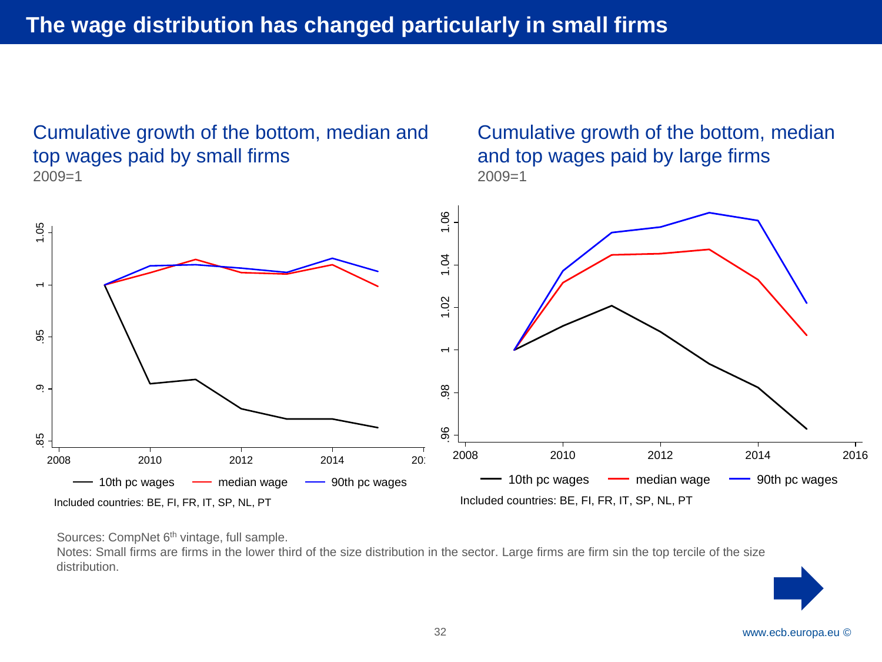# The wage distribution has changed particularly in small firms

## Cumulative growth of the bottom, median and top wages paid by small firms

2009=1

1.05
1
.95
.9
.85

2008
2010
2012
2014
20:

10th pc wages
median wage
90th pc wages

Included countries: BE, FI, FR, IT, SP, NL, PT

## Cumulative growth of the bottom, median and top wages paid by large firms

2009=1

1.06
1.04
1.02
1
.98
.96

2008
2010
2012
2014
2016

10th pc wages
median wage
90th pc wages

Included countries: BE, FI, FR, IT, SP, NL, PT

Sources: CompNet 6th vintage, full sample.

Notes: Small firms are firms in the lower third of the size distribution in the sector. Large firms are firm sin the top tercile of the size distribution.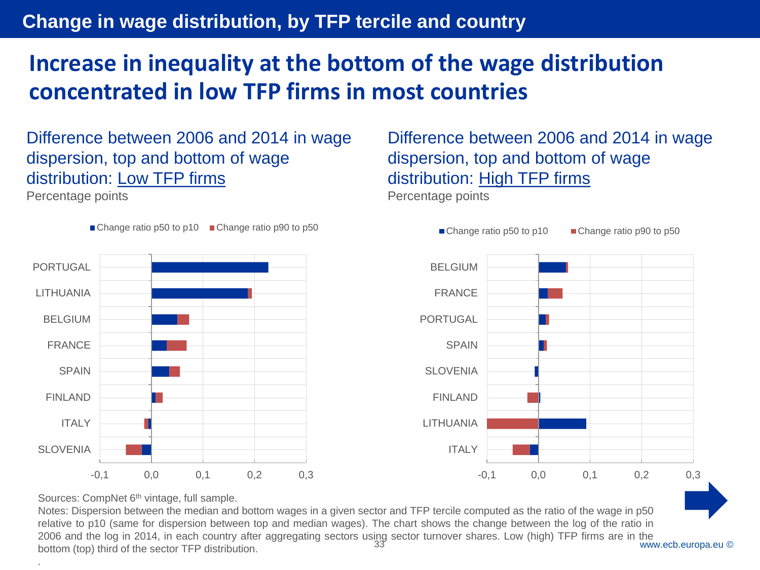# Change in wage distribution, by TFP tercile and country

## Increase in inequality at the bottom of the wage distribution concentrated in low TFP firms in most countries

### Difference between 2006 and 2014 in wage dispersion, top and bottom of wage distribution: Low TFP firms

Percentage points

Change ratio p50 to p10
Change ratio p90 to p50

PORTUGAL
LITHUANIA
BELGIUM
FRANCE
SPAIN
FINLAND
ITALY
SLOVENIA

-0,1
0,0
0,1
0,2
0,3

### Difference between 2006 and 2014 in wage dispersion, top and bottom of wage distribution: High TFP firms

Percentage points

Change ratio p50 to p10
Change ratio p90 to p50

BELGIUM
FRANCE
PORTUGAL
SPAIN
SLOVENIA
FINLAND
LITHUANIA
ITALY

-0,1
0,0
0,1
0,2
0,3

Sources: CompNet 6th vintage, full sample.

Notes: Dispersion between the median and bottom wages in a given sector and TFP tercile computed as the ratio of the wage in p50 relative to p10 (same for dispersion between top and median wages). The chart shows the change between the log of the ratio in 2006 and the log in 2014, in each country after aggregating sectors using sector turnover shares. Low (high) TFP firms are in the bottom (top) third of the sector TFP distribution.

www.ecb.europa.eu ©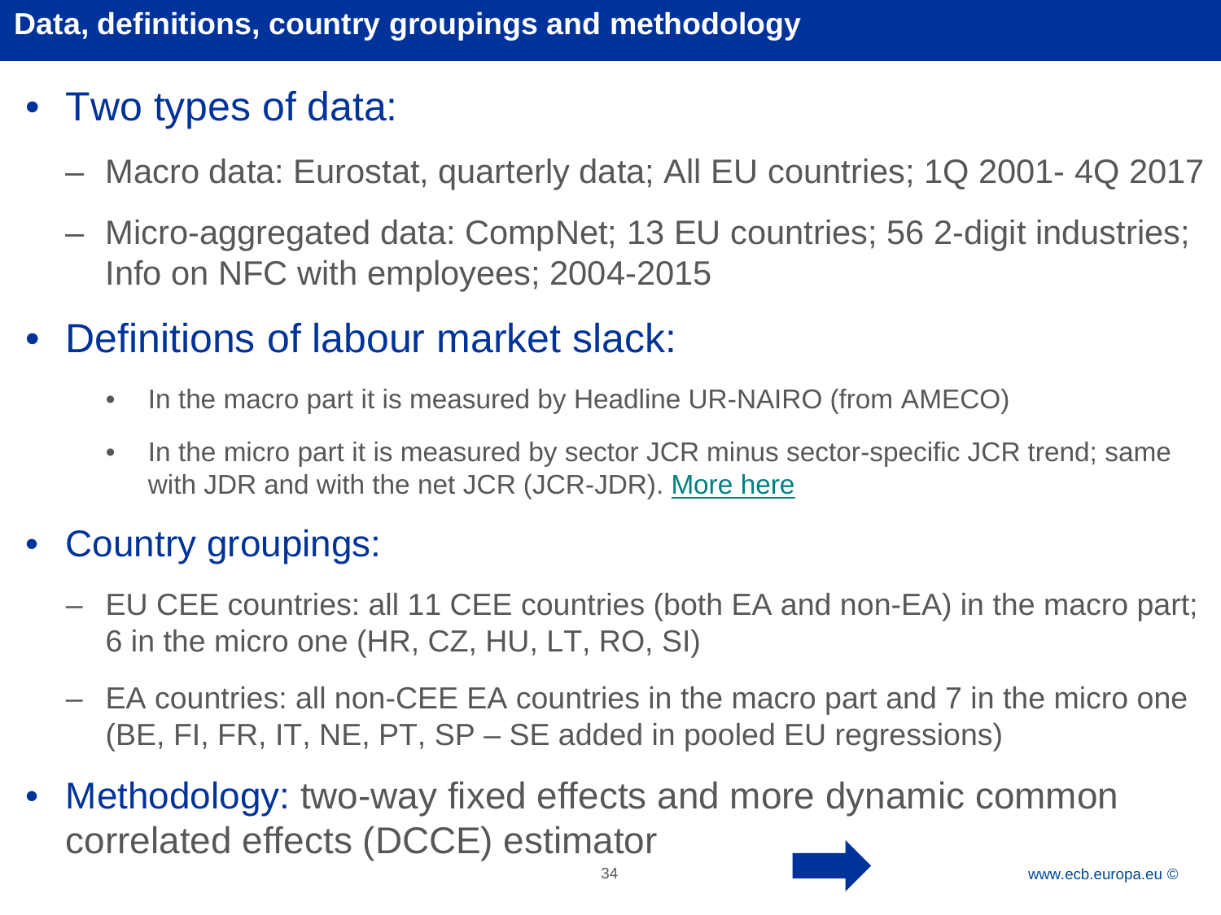# Data, definitions, country groupings and methodology

- Two types of data:
  - Macro data: Eurostat, quarterly data; All EU countries; 1Q 2001- 4Q 2017
  - Micro-aggregated data: CompNet; 13 EU countries; 56 2-digit industries; Info on NFC with employees; 2004-2015
- Definitions of labour market slack:
  - In the macro part it is measured by Headline UR-NAIRO (from AMECO)
  - In the micro part it is measured by sector JCR minus sector-specific JCR trend; same with JDR and with the net JCR (JCR-JDR). More here
- Country groupings:
  - EU CEE countries: all 11 CEE countries (both EA and non-EA) in the macro part; 6 in the micro one (HR, CZ, HU, LT, RO, SI)
  - EA countries: all non-CEE EA countries in the macro part and 7 in the micro one (BE, FI, FR, IT, NE, PT, SP – SE added in pooled EU regressions)
- Methodology: two-way fixed effects and more dynamic common correlated effects (DCCE) estimator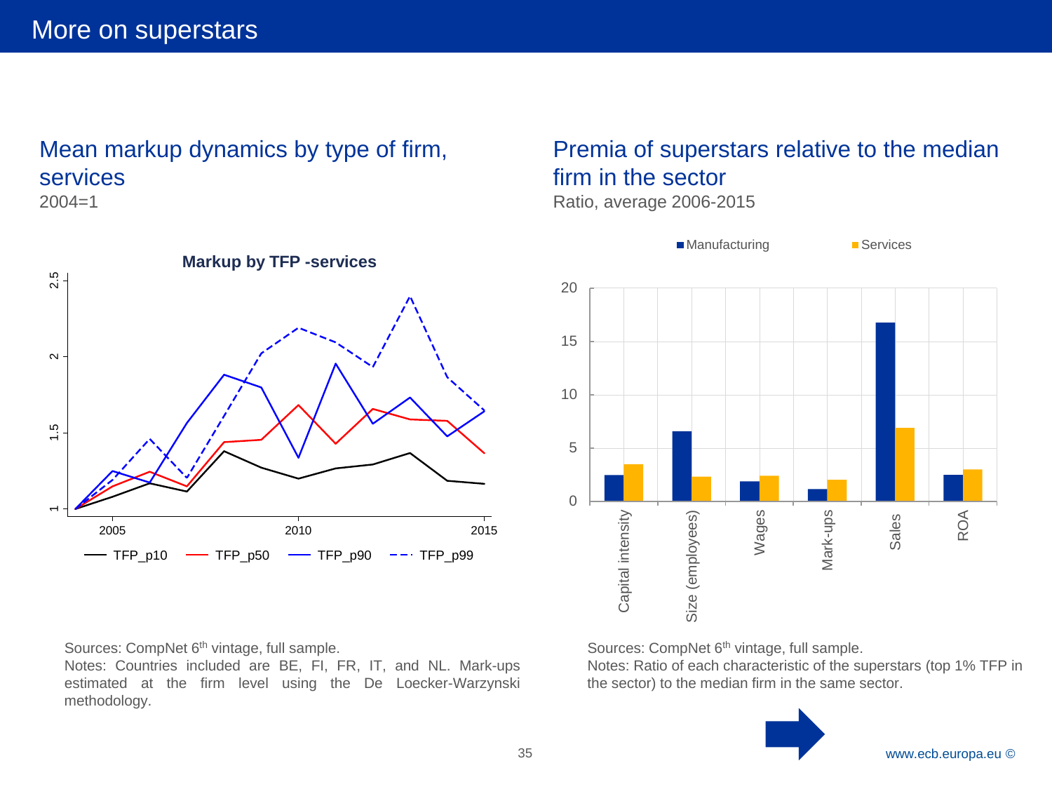# More on superstars

## Mean markup dynamics by type of firm, services

2004=1

**Markup by TFP -services**

2.5
2
1.5
1

2005
2010
2015

TFP_p10 TFP_p50 TFP_p90 TFP_p99

Sources: CompNet 6th vintage, full sample.
Notes: Countries included are BE, FI, FR, IT, and NL. Mark-ups estimated at the firm level using the De Loecker-Warzynski methodology.

## Premia of superstars relative to the median firm in the sector

Ratio, average 2006-2015

Manufacturing Services

20
15
10
5
0

Capital intensity
Size (employees)
Wages
Mark-ups
Sales
ROA

Sources: CompNet 6th vintage, full sample.
Notes: Ratio of each characteristic of the superstars (top 1% TFP in the sector) to the median firm in the same sector.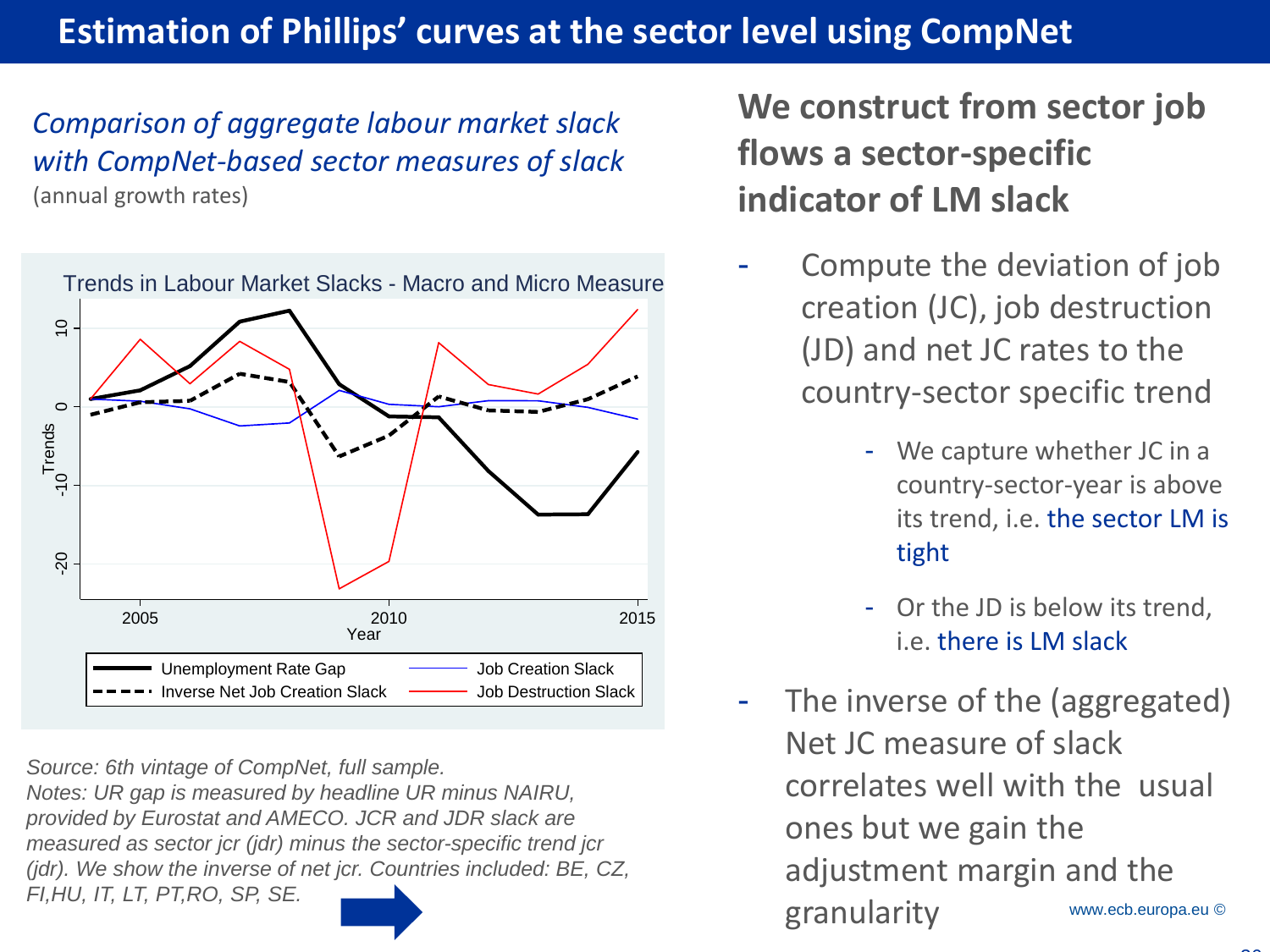# Estimation of Phillips' curves at the sector level using CompNet

*Comparison of aggregate labour market slack with CompNet-based sector measures of slack*
(annual growth rates)

Trends in Labour Market Slacks - Macro and Micro Measure

Trends

10
0
-10
-20

2005
2010
2015
Year

Unemployment Rate Gap
Inverse Net Job Creation Slack
Job Creation Slack
Job Destruction Slack

*Source: 6th vintage of CompNet, full sample.*
*Notes: UR gap is measured by headline UR minus NAIRU, provided by Eurostat and AMECO. JCR and JDR slack are measured as sector jcr (jdr) minus the sector-specific trend jcr (jdr). We show the inverse of net jcr. Countries included: BE, CZ, FI,HU, IT, LT, PT,RO, SP, SE.*

## We construct from sector job flows a sector-specific indicator of LM slack

- Compute the deviation of job creation (JC), job destruction (JD) and net JC rates to the country-sector specific trend
  - We capture whether JC in a country-sector-year is above its trend, i.e. the sector LM is tight
  - Or the JD is below its trend, i.e. there is LM slack
- The inverse of the (aggregated) Net JC measure of slack correlates well with the usual ones but we gain the adjustment margin and the granularity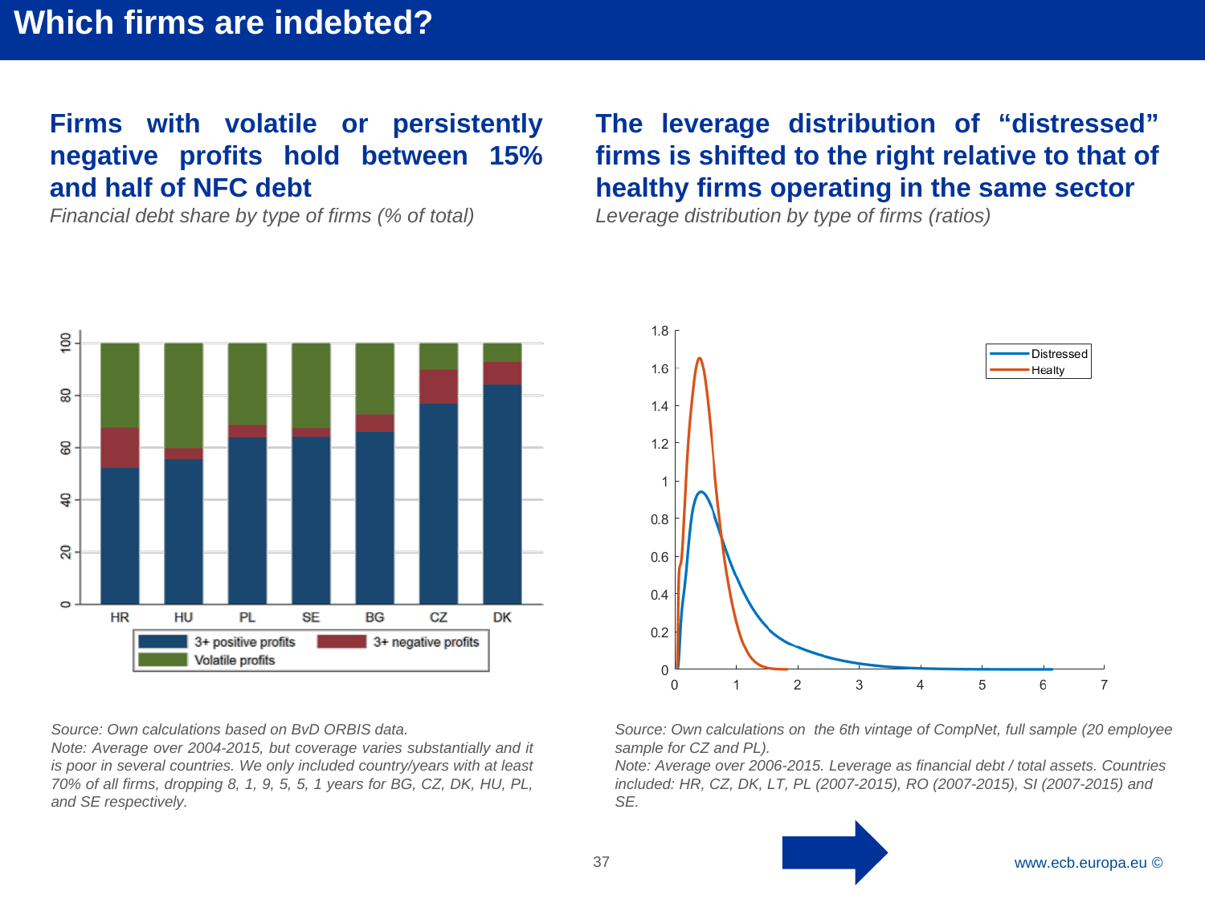# Which firms are indebted?

## Firms with volatile or persistently negative profits hold between 15% and half of NFC debt

*Financial debt share by type of firms (% of total)*

100
80
60
40
20
0

HR HU PL SE BG CZ DK

3+ positive profits
3+ negative profits
Volatile profits

*Source: Own calculations based on BvD ORBIS data.*
*Note: Average over 2004-2015, but coverage varies substantially and it is poor in several countries. We only included country/years with at least 70% of all firms, dropping 8, 1, 9, 5, 5, 1 years for BG, CZ, DK, HU, PL, and SE respectively.*

## The leverage distribution of "distressed" firms is shifted to the right relative to that of healthy firms operating in the same sector

*Leverage distribution by type of firms (ratios)*

1.8
1.6
1.4
1.2
1
0.8
0.6
0.4
0.2
0

0 1 2 3 4 5 6 7

Distressed
Healty

*Source: Own calculations on the 6th vintage of CompNet, full sample (20 employee sample for CZ and PL).*
*Note: Average over 2006-2015. Leverage as financial debt / total assets. Countries included: HR, CZ, DK, LT, PL (2007-2015), RO (2007-2015), SI (2007-2015) and SE.*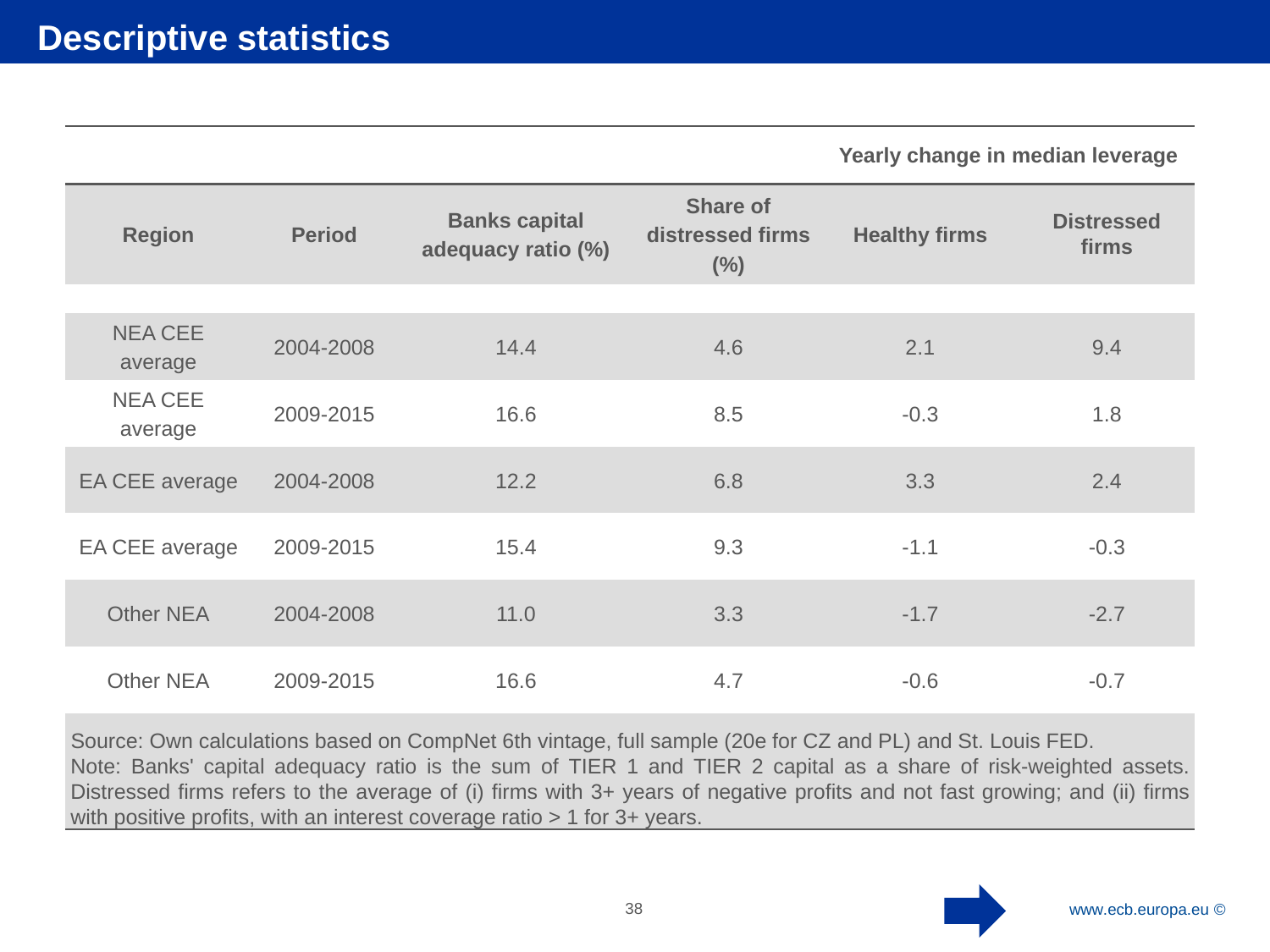# Descriptive statistics

| | | | | Yearly change in median leverage | |
|---|---|---|---|---|---|
| Region | Period | Banks capital adequacy ratio (%) | Share of distressed firms (%) | Healthy firms | Distressed firms |
| NEA CEE average | 2004-2008 | 14.4 | 4.6 | 2.1 | 9.4 |
| NEA CEE average | 2009-2015 | 16.6 | 8.5 | -0.3 | 1.8 |
| EA CEE average | 2004-2008 | 12.2 | 6.8 | 3.3 | 2.4 |
| EA CEE average | 2009-2015 | 15.4 | 9.3 | -1.1 | -0.3 |
| Other NEA | 2004-2008 | 11.0 | 3.3 | -1.7 | -2.7 |
| Other NEA | 2009-2015 | 16.6 | 4.7 | -0.6 | -0.7 |

Source: Own calculations based on CompNet 6th vintage, full sample (20e for CZ and PL) and St. Louis FED.
Note: Banks' capital adequacy ratio is the sum of TIER 1 and TIER 2 capital as a share of risk-weighted assets. Distressed firms refers to the average of (i) firms with 3+ years of negative profits and not fast growing; and (ii) firms with positive profits, with an interest coverage ratio > 1 for 3+ years.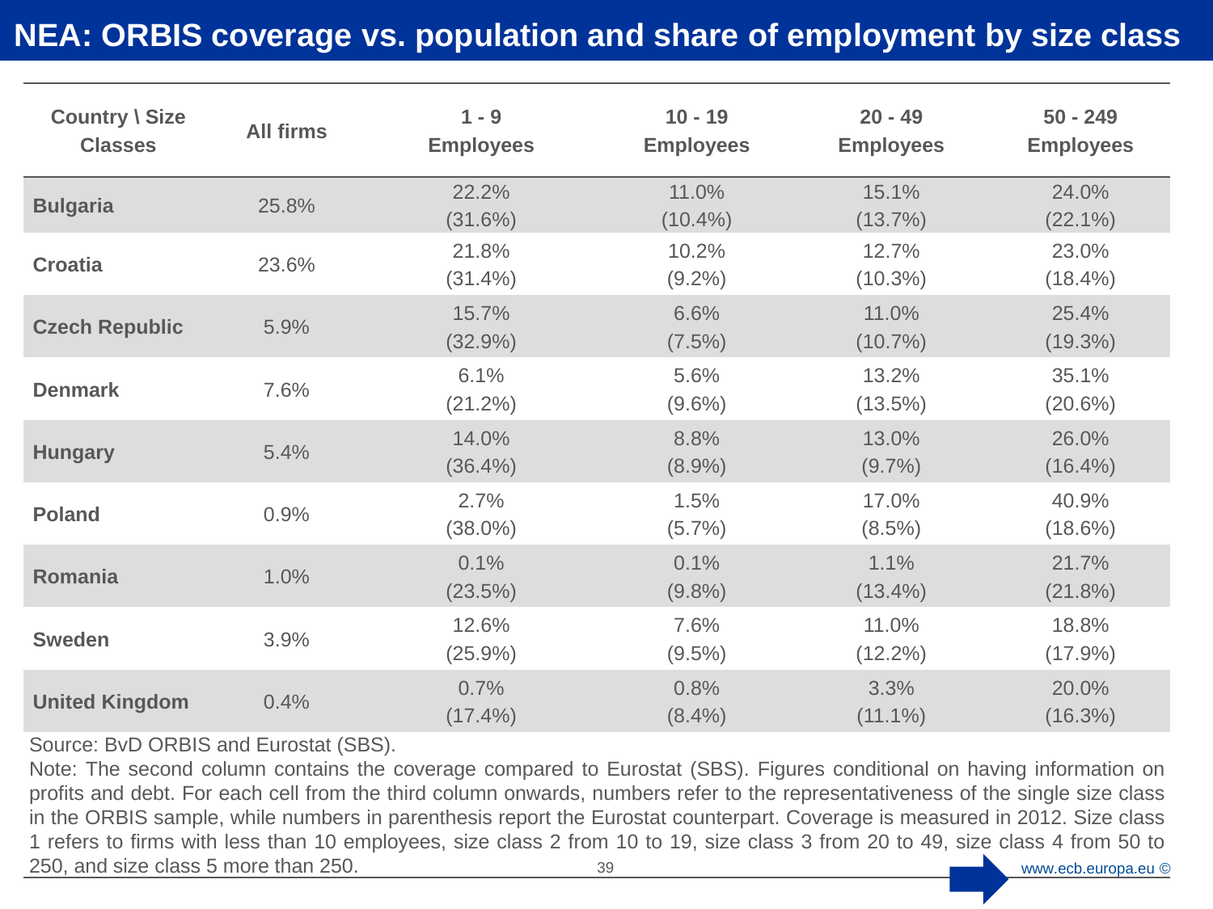# NEA: ORBIS coverage vs. population and share of employment by size class

| Country \ Size Classes | All firms | 1 - 9 Employees | 10 - 19 Employees | 20 - 49 Employees | 50 - 249 Employees |
|---|---|---|---|---|---|
| **Bulgaria** | 25.8% | 22.2% (31.6%) | 11.0% (10.4%) | 15.1% (13.7%) | 24.0% (22.1%) |
| **Croatia** | 23.6% | 21.8% (31.4%) | 10.2% (9.2%) | 12.7% (10.3%) | 23.0% (18.4%) |
| **Czech Republic** | 5.9% | 15.7% (32.9%) | 6.6% (7.5%) | 11.0% (10.7%) | 25.4% (19.3%) |
| **Denmark** | 7.6% | 6.1% (21.2%) | 5.6% (9.6%) | 13.2% (13.5%) | 35.1% (20.6%) |
| **Hungary** | 5.4% | 14.0% (36.4%) | 8.8% (8.9%) | 13.0% (9.7%) | 26.0% (16.4%) |
| **Poland** | 0.9% | 2.7% (38.0%) | 1.5% (5.7%) | 17.0% (8.5%) | 40.9% (18.6%) |
| **Romania** | 1.0% | 0.1% (23.5%) | 0.1% (9.8%) | 1.1% (13.4%) | 21.7% (21.8%) |
| **Sweden** | 3.9% | 12.6% (25.9%) | 7.6% (9.5%) | 11.0% (12.2%) | 18.8% (17.9%) |
| **United Kingdom** | 0.4% | 0.7% (17.4%) | 0.8% (8.4%) | 3.3% (11.1%) | 20.0% (16.3%) |

Source: BvD ORBIS and Eurostat (SBS).

Note: The second column contains the coverage compared to Eurostat (SBS). Figures conditional on having information on profits and debt. For each cell from the third column onwards, numbers refer to the representativeness of the single size class in the ORBIS sample, while numbers in parenthesis report the Eurostat counterpart. Coverage is measured in 2012. Size class 1 refers to firms with less than 10 employees, size class 2 from 10 to 19, size class 3 from 20 to 49, size class 4 from 50 to 250, and size class 5 more than 250.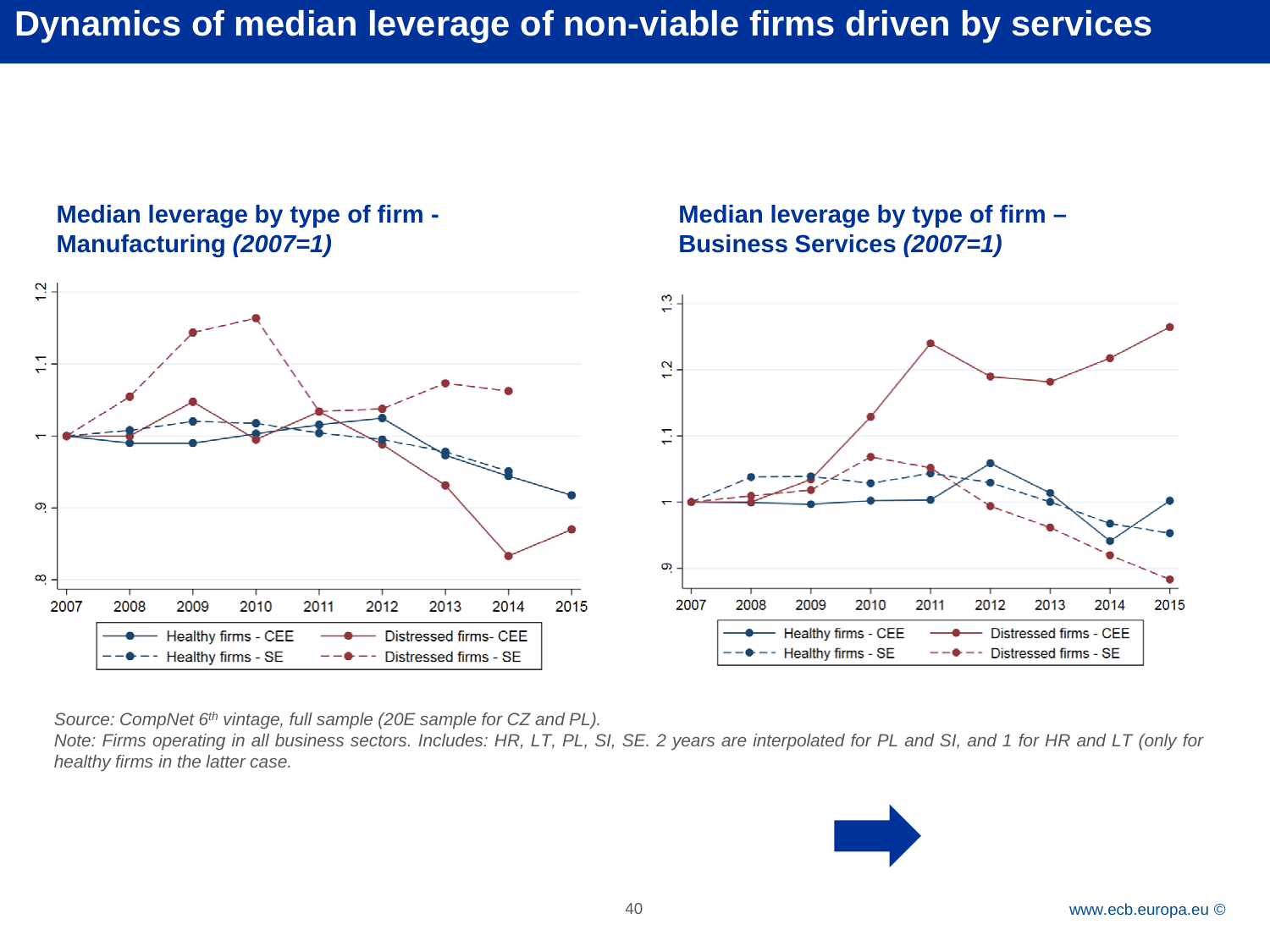# Dynamics of median leverage of non-viable firms driven by services

**Median leverage by type of firm - Manufacturing *(2007=1)***

.8
.9
1
1.1
1.2

2007 2008 2009 2010 2011 2012 2013 2014 2015

Healthy firms - CEE
Healthy firms - SE
Distressed firms- CEE
Distressed firms - SE

**Median leverage by type of firm – Business Services *(2007=1)***

.9
1
1.1
1.2
1.3

2007 2008 2009 2010 2011 2012 2013 2014 2015

Healthy firms - CEE
Healthy firms - SE
Distressed firms - CEE
Distressed firms - SE

*Source: CompNet 6th vintage, full sample (20E sample for CZ and PL).*

*Note: Firms operating in all business sectors. Includes: HR, LT, PL, SI, SE. 2 years are interpolated for PL and SI, and 1 for HR and LT (only for healthy firms in the latter case.*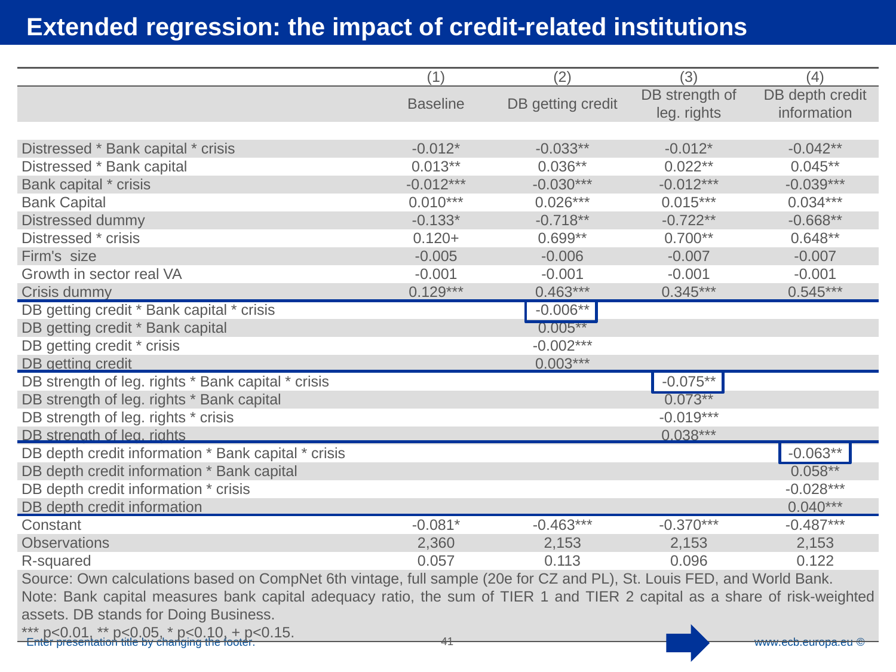# Extended regression: the impact of credit-related institutions

| | (1) | (2) | (3) | (4) |
|---|---|---|---|---|
| | Baseline | DB getting credit | DB strength of leg. rights | DB depth credit information |
| Distressed * Bank capital * crisis | -0.012* | -0.033** | -0.012* | -0.042** |
| Distressed * Bank capital | 0.013** | 0.036** | 0.022** | 0.045** |
| Bank capital * crisis | -0.012*** | -0.030*** | -0.012*** | -0.039*** |
| Bank Capital | 0.010*** | 0.026*** | 0.015*** | 0.034*** |
| Distressed dummy | -0.133* | -0.718** | -0.722** | -0.668** |
| Distressed * crisis | 0.120+ | 0.699** | 0.700** | 0.648** |
| Firm's size | -0.005 | -0.006 | -0.007 | -0.007 |
| Growth in sector real VA | -0.001 | -0.001 | -0.001 | -0.001 |
| Crisis dummy | 0.129*** | 0.463*** | 0.345*** | 0.545*** |
| DB getting credit * Bank capital * crisis | | -0.006** | | |
| DB getting credit * Bank capital | | 0.005** | | |
| DB getting credit * crisis | | -0.002*** | | |
| DB getting credit | | 0.003*** | | |
| DB strength of leg. rights * Bank capital * crisis | | | -0.075** | |
| DB strength of leg. rights * Bank capital | | | 0.073** | |
| DB strength of leg. rights * crisis | | | -0.019*** | |
| DB strength of leg. rights | | | 0.038*** | |
| DB depth credit information * Bank capital * crisis | | | | -0.063** |
| DB depth credit information * Bank capital | | | | 0.058** |
| DB depth credit information * crisis | | | | -0.028*** |
| DB depth credit information | | | | 0.040*** |
| Constant | -0.081* | -0.463*** | -0.370*** | -0.487*** |
| Observations | 2,360 | 2,153 | 2,153 | 2,153 |
| R-squared | 0.057 | 0.113 | 0.096 | 0.122 |

Source: Own calculations based on CompNet 6th vintage, full sample (20e for CZ and PL), St. Louis FED, and World Bank.

Note: Bank capital measures bank capital adequacy ratio, the sum of TIER 1 and TIER 2 capital as a share of risk-weighted assets. DB stands for Doing Business.

*** p<0.01, ** p<0.05, * p<0.10, + p<0.15.